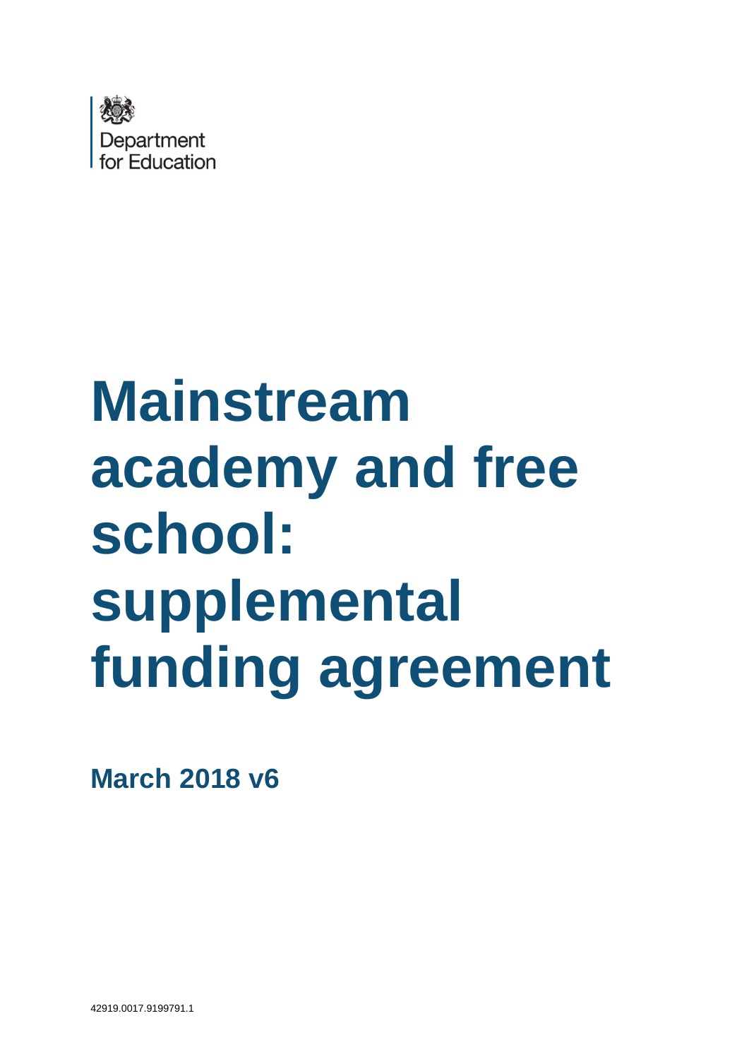Department for Education

# Mainstream academy and free school: supplemental funding agreement

**March 2018 v6**

42919.0017.9199791.1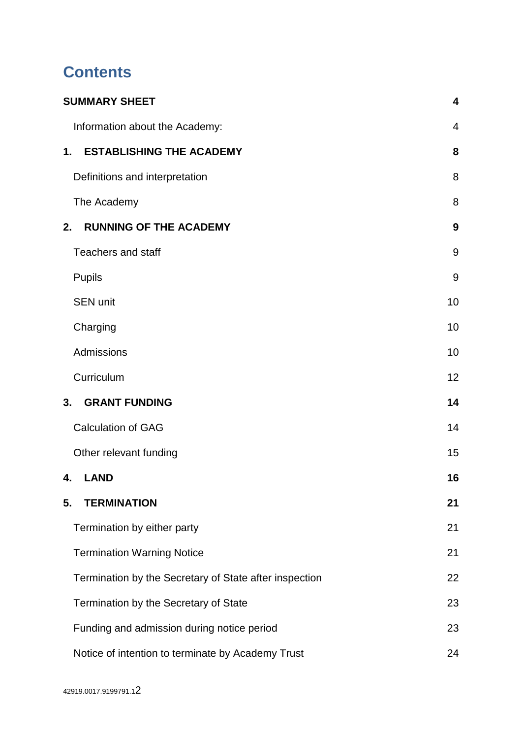# Contents

| | |
|---|---|
| **SUMMARY SHEET** | **4** |
| Information about the Academy: | 4 |
| **1. ESTABLISHING THE ACADEMY** | **8** |
| Definitions and interpretation | 8 |
| The Academy | 8 |
| **2. RUNNING OF THE ACADEMY** | **9** |
| Teachers and staff | 9 |
| Pupils | 9 |
| SEN unit | 10 |
| Charging | 10 |
| Admissions | 10 |
| Curriculum | 12 |
| **3. GRANT FUNDING** | **14** |
| Calculation of GAG | 14 |
| Other relevant funding | 15 |
| **4. LAND** | **16** |
| **5. TERMINATION** | **21** |
| Termination by either party | 21 |
| Termination Warning Notice | 21 |
| Termination by the Secretary of State after inspection | 22 |
| Termination by the Secretary of State | 23 |
| Funding and admission during notice period | 23 |
| Notice of intention to terminate by Academy Trust | 24 |

42919.0017.9199791.1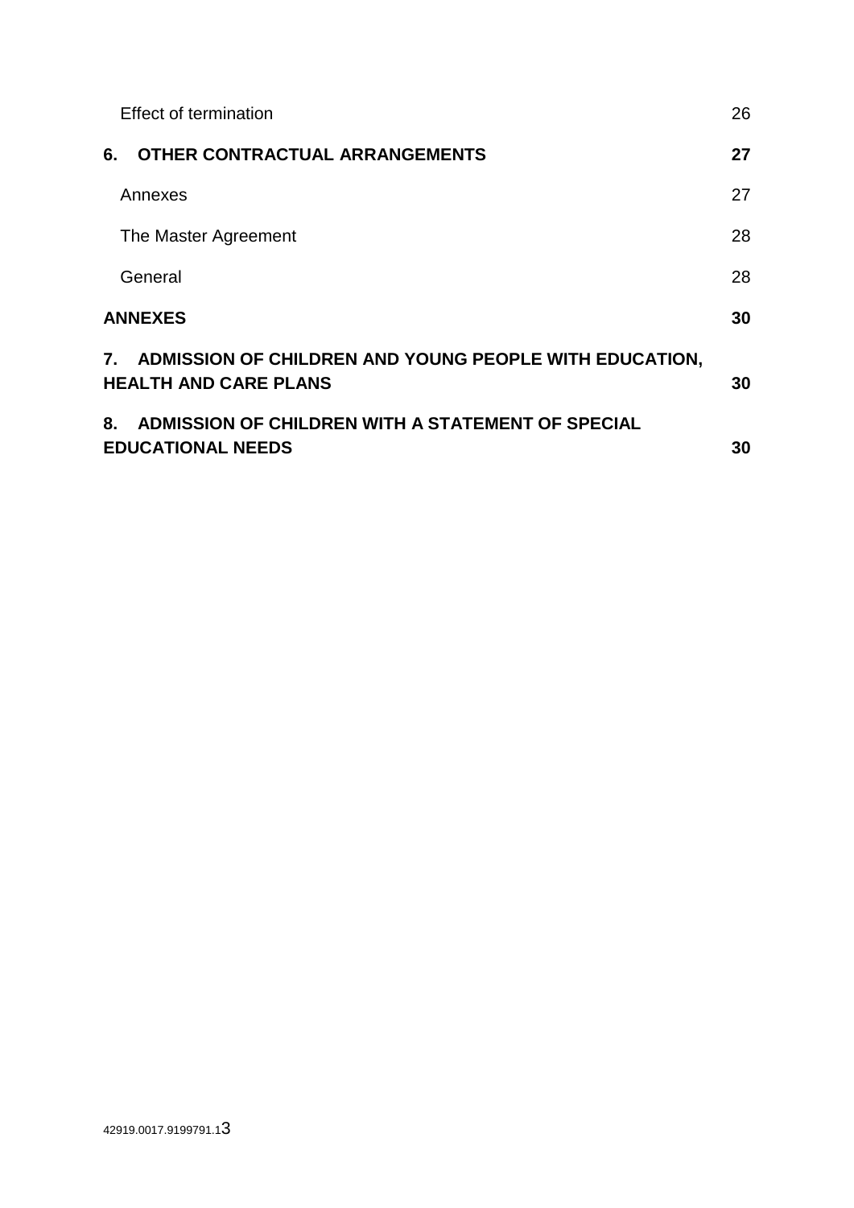Effect of termination 26

**6. OTHER CONTRACTUAL ARRANGEMENTS 27**

Annexes 27

The Master Agreement 28

General 28

**ANNEXES 30**

**7. ADMISSION OF CHILDREN AND YOUNG PEOPLE WITH EDUCATION, HEALTH AND CARE PLANS 30**

**8. ADMISSION OF CHILDREN WITH A STATEMENT OF SPECIAL EDUCATIONAL NEEDS 30**

42919.0017.9199791.1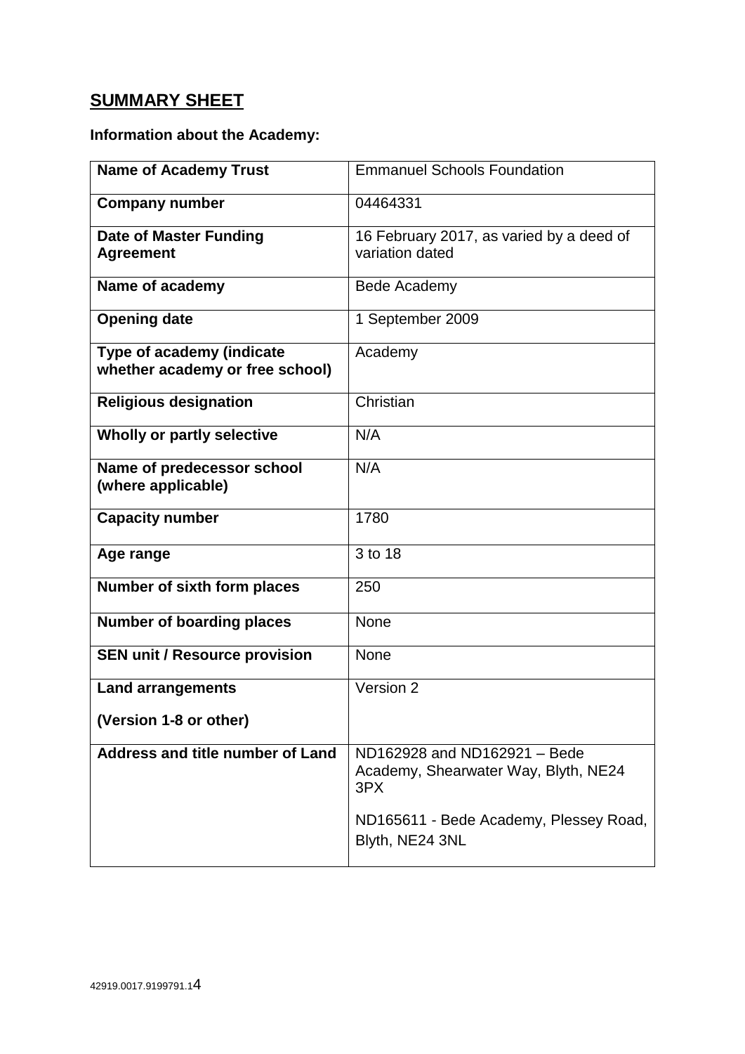## SUMMARY SHEET

**Information about the Academy:**

| | |
|---|---|
| **Name of Academy Trust** | Emmanuel Schools Foundation |
| **Company number** | 04464331 |
| **Date of Master Funding Agreement** | 16 February 2017, as varied by a deed of variation dated |
| **Name of academy** | Bede Academy |
| **Opening date** | 1 September 2009 |
| **Type of academy (indicate whether academy or free school)** | Academy |
| **Religious designation** | Christian |
| **Wholly or partly selective** | N/A |
| **Name of predecessor school (where applicable)** | N/A |
| **Capacity number** | 1780 |
| **Age range** | 3 to 18 |
| **Number of sixth form places** | 250 |
| **Number of boarding places** | None |
| **SEN unit / Resource provision** | None |
| **Land arrangements**<br><br>**(Version 1-8 or other)** | Version 2 |
| **Address and title number of Land** | ND162928 and ND162921 – Bede Academy, Shearwater Way, Blyth, NE24 3PX<br><br>ND165611 - Bede Academy, Plessey Road, Blyth, NE24 3NL |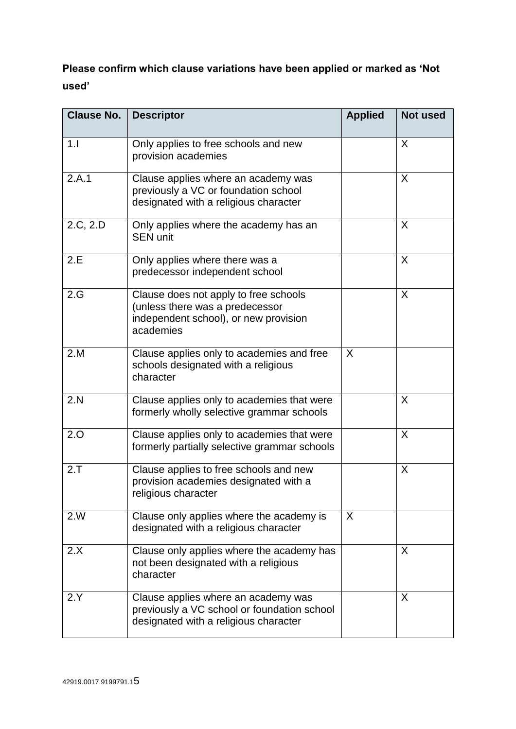**Please confirm which clause variations have been applied or marked as 'Not used'**

| Clause No. | Descriptor | Applied | Not used |
|---|---|---|---|
| 1.I | Only applies to free schools and new provision academies | | X |
| 2.A.1 | Clause applies where an academy was previously a VC or foundation school designated with a religious character | | X |
| 2.C, 2.D | Only applies where the academy has an SEN unit | | X |
| 2.E | Only applies where there was a predecessor independent school | | X |
| 2.G | Clause does not apply to free schools (unless there was a predecessor independent school), or new provision academies | | X |
| 2.M | Clause applies only to academies and free schools designated with a religious character | X | |
| 2.N | Clause applies only to academies that were formerly wholly selective grammar schools | | X |
| 2.O | Clause applies only to academies that were formerly partially selective grammar schools | | X |
| 2.T | Clause applies to free schools and new provision academies designated with a religious character | | X |
| 2.W | Clause only applies where the academy is designated with a religious character | X | |
| 2.X | Clause only applies where the academy has not been designated with a religious character | | X |
| 2.Y | Clause applies where an academy was previously a VC school or foundation school designated with a religious character | | X |

42919.0017.9199791.1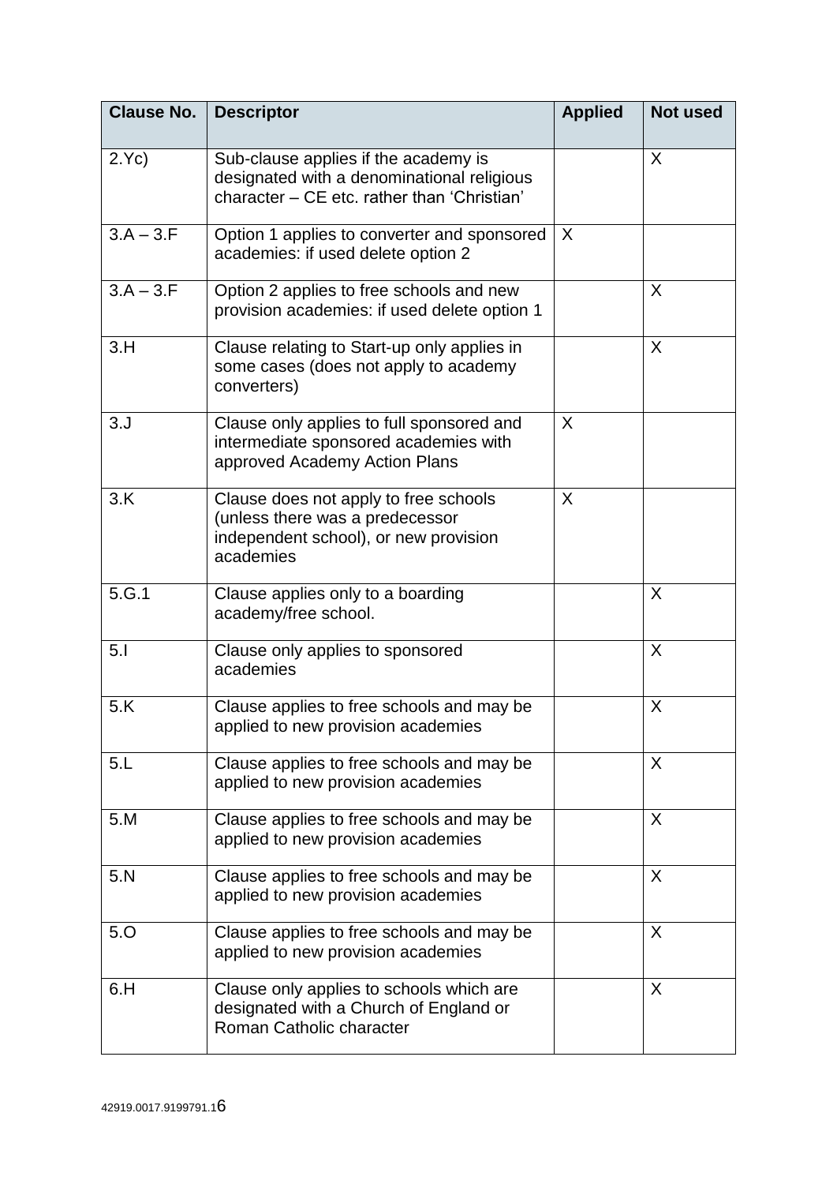| Clause No. | Descriptor | Applied | Not used |
| --- | --- | --- | --- |
| 2.Yc) | Sub-clause applies if the academy is designated with a denominational religious character – CE etc. rather than ‘Christian’ | | X |
| 3.A – 3.F | Option 1 applies to converter and sponsored academies: if used delete option 2 | X | |
| 3.A – 3.F | Option 2 applies to free schools and new provision academies: if used delete option 1 | | X |
| 3.H | Clause relating to Start-up only applies in some cases (does not apply to academy converters) | | X |
| 3.J | Clause only applies to full sponsored and intermediate sponsored academies with approved Academy Action Plans | X | |
| 3.K | Clause does not apply to free schools (unless there was a predecessor independent school), or new provision academies | X | |
| 5.G.1 | Clause applies only to a boarding academy/free school. | | X |
| 5.I | Clause only applies to sponsored academies | | X |
| 5.K | Clause applies to free schools and may be applied to new provision academies | | X |
| 5.L | Clause applies to free schools and may be applied to new provision academies | | X |
| 5.M | Clause applies to free schools and may be applied to new provision academies | | X |
| 5.N | Clause applies to free schools and may be applied to new provision academies | | X |
| 5.O | Clause applies to free schools and may be applied to new provision academies | | X |
| 6.H | Clause only applies to schools which are designated with a Church of England or Roman Catholic character | | X |

42919.0017.9199791.1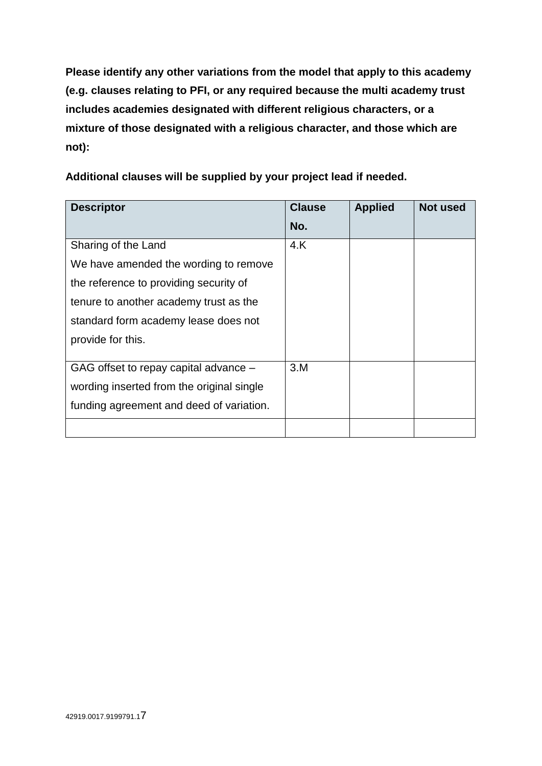**Please identify any other variations from the model that apply to this academy (e.g. clauses relating to PFI, or any required because the multi academy trust includes academies designated with different religious characters, or a mixture of those designated with a religious character, and those which are not):**

**Additional clauses will be supplied by your project lead if needed.**

| Descriptor | Clause No. | Applied | Not used |
|---|---|---|---|
| Sharing of the Land<br>We have amended the wording to remove the reference to providing security of tenure to another academy trust as the standard form academy lease does not provide for this. | 4.K | | |
| GAG offset to repay capital advance – wording inserted from the original single funding agreement and deed of variation. | 3.M | | |
| | | | |

42919.0017.9199791.1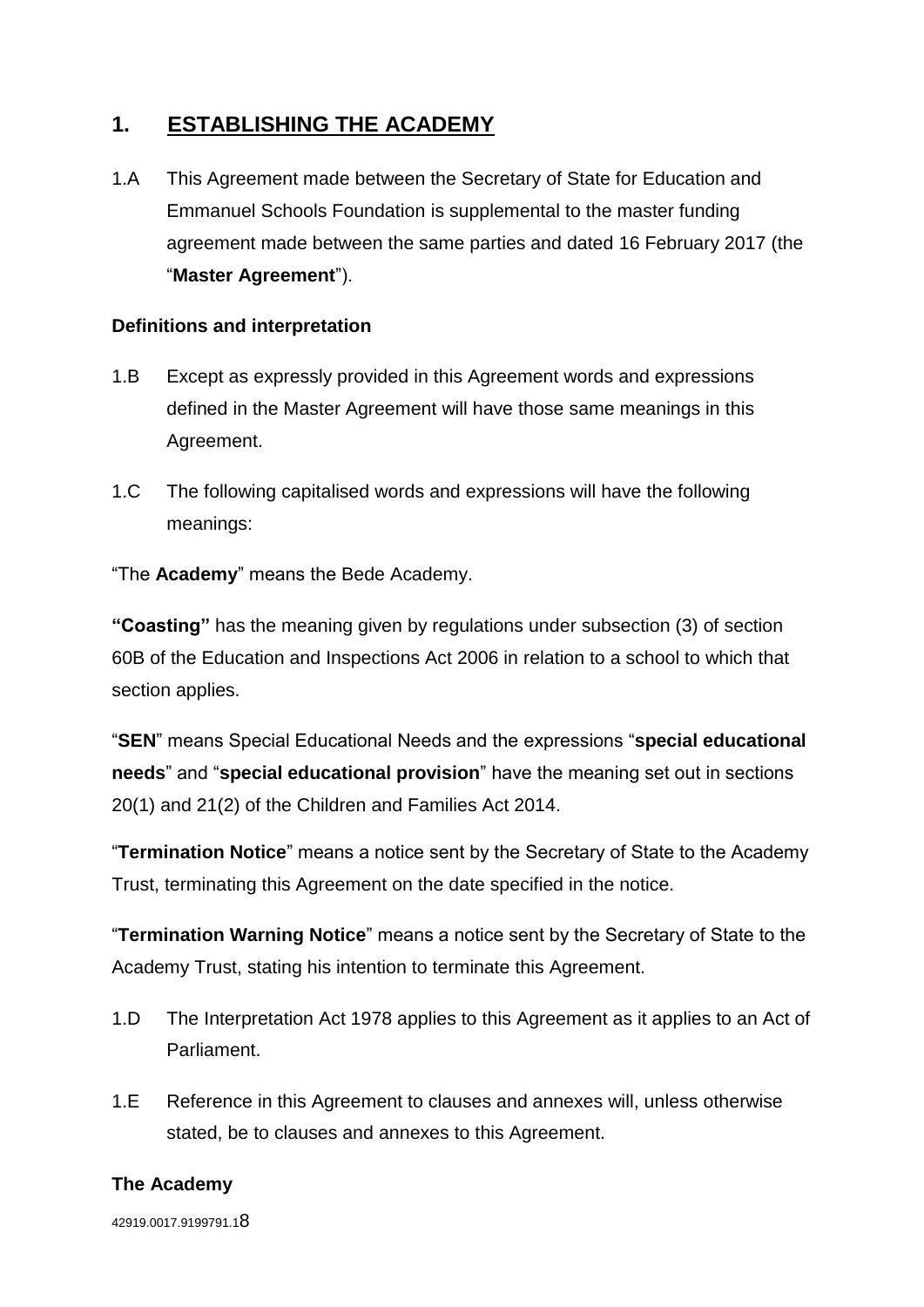## 1. ESTABLISHING THE ACADEMY

1.A This Agreement made between the Secretary of State for Education and Emmanuel Schools Foundation is supplemental to the master funding agreement made between the same parties and dated 16 February 2017 (the "**Master Agreement**").

**Definitions and interpretation**

1.B Except as expressly provided in this Agreement words and expressions defined in the Master Agreement will have those same meanings in this Agreement.

1.C The following capitalised words and expressions will have the following meanings:

"The **Academy**" means the Bede Academy.

**"Coasting"** has the meaning given by regulations under subsection (3) of section 60B of the Education and Inspections Act 2006 in relation to a school to which that section applies.

"**SEN**" means Special Educational Needs and the expressions "**special educational needs**" and "**special educational provision**" have the meaning set out in sections 20(1) and 21(2) of the Children and Families Act 2014.

"**Termination Notice**" means a notice sent by the Secretary of State to the Academy Trust, terminating this Agreement on the date specified in the notice.

"**Termination Warning Notice**" means a notice sent by the Secretary of State to the Academy Trust, stating his intention to terminate this Agreement.

1.D The Interpretation Act 1978 applies to this Agreement as it applies to an Act of Parliament.

1.E Reference in this Agreement to clauses and annexes will, unless otherwise stated, be to clauses and annexes to this Agreement.

**The Academy**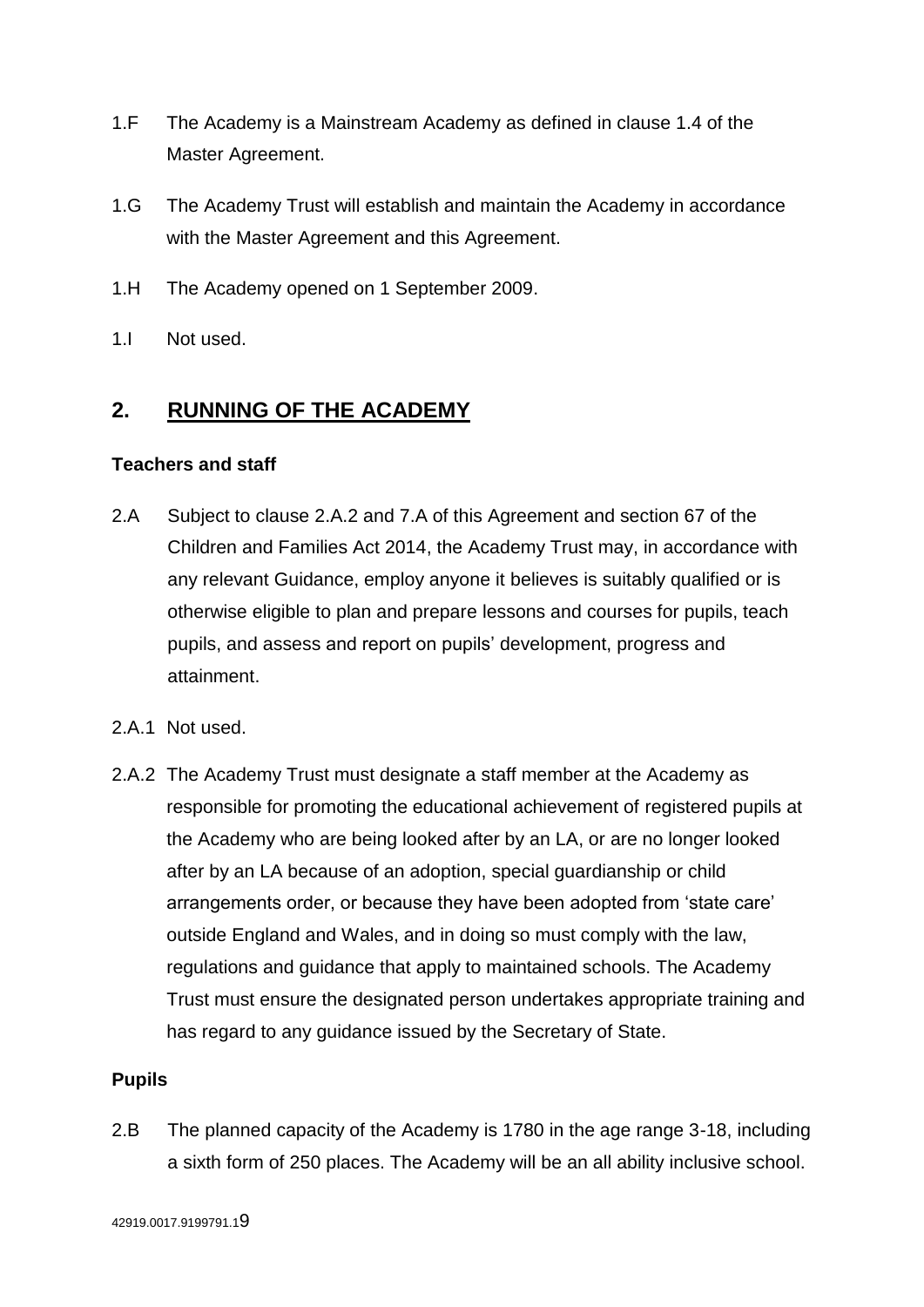1.F The Academy is a Mainstream Academy as defined in clause 1.4 of the Master Agreement.

1.G The Academy Trust will establish and maintain the Academy in accordance with the Master Agreement and this Agreement.

1.H The Academy opened on 1 September 2009.

1.I Not used.

## 2. RUNNING OF THE ACADEMY

**Teachers and staff**

2.A Subject to clause 2.A.2 and 7.A of this Agreement and section 67 of the Children and Families Act 2014, the Academy Trust may, in accordance with any relevant Guidance, employ anyone it believes is suitably qualified or is otherwise eligible to plan and prepare lessons and courses for pupils, teach pupils, and assess and report on pupils' development, progress and attainment.

2.A.1 Not used.

2.A.2 The Academy Trust must designate a staff member at the Academy as responsible for promoting the educational achievement of registered pupils at the Academy who are being looked after by an LA, or are no longer looked after by an LA because of an adoption, special guardianship or child arrangements order, or because they have been adopted from 'state care' outside England and Wales, and in doing so must comply with the law, regulations and guidance that apply to maintained schools. The Academy Trust must ensure the designated person undertakes appropriate training and has regard to any guidance issued by the Secretary of State.

**Pupils**

2.B The planned capacity of the Academy is 1780 in the age range 3-18, including a sixth form of 250 places. The Academy will be an all ability inclusive school.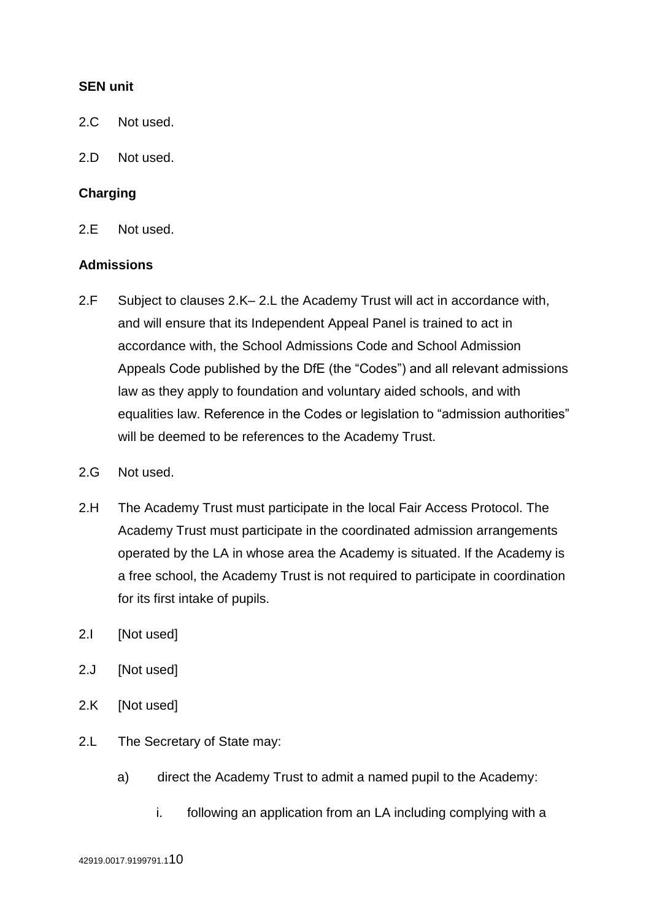**SEN unit**

2.C Not used.

2.D Not used.

**Charging**

2.E Not used.

**Admissions**

2.F Subject to clauses 2.K– 2.L the Academy Trust will act in accordance with, and will ensure that its Independent Appeal Panel is trained to act in accordance with, the School Admissions Code and School Admission Appeals Code published by the DfE (the "Codes") and all relevant admissions law as they apply to foundation and voluntary aided schools, and with equalities law. Reference in the Codes or legislation to "admission authorities" will be deemed to be references to the Academy Trust.

2.G Not used.

2.H The Academy Trust must participate in the local Fair Access Protocol. The Academy Trust must participate in the coordinated admission arrangements operated by the LA in whose area the Academy is situated. If the Academy is a free school, the Academy Trust is not required to participate in coordination for its first intake of pupils.

2.I [Not used]

2.J [Not used]

2.K [Not used]

2.L The Secretary of State may:

a) direct the Academy Trust to admit a named pupil to the Academy:

i. following an application from an LA including complying with a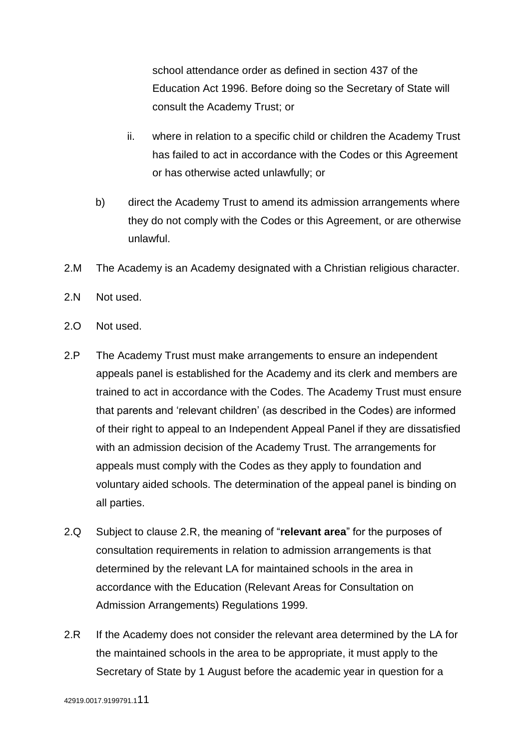school attendance order as defined in section 437 of the Education Act 1996. Before doing so the Secretary of State will consult the Academy Trust; or

ii. where in relation to a specific child or children the Academy Trust has failed to act in accordance with the Codes or this Agreement or has otherwise acted unlawfully; or

b) direct the Academy Trust to amend its admission arrangements where they do not comply with the Codes or this Agreement, or are otherwise unlawful.

2.M The Academy is an Academy designated with a Christian religious character.

2.N Not used.

2.O Not used.

2.P The Academy Trust must make arrangements to ensure an independent appeals panel is established for the Academy and its clerk and members are trained to act in accordance with the Codes. The Academy Trust must ensure that parents and 'relevant children' (as described in the Codes) are informed of their right to appeal to an Independent Appeal Panel if they are dissatisfied with an admission decision of the Academy Trust. The arrangements for appeals must comply with the Codes as they apply to foundation and voluntary aided schools. The determination of the appeal panel is binding on all parties.

2.Q Subject to clause 2.R, the meaning of "**relevant area**" for the purposes of consultation requirements in relation to admission arrangements is that determined by the relevant LA for maintained schools in the area in accordance with the Education (Relevant Areas for Consultation on Admission Arrangements) Regulations 1999.

2.R If the Academy does not consider the relevant area determined by the LA for the maintained schools in the area to be appropriate, it must apply to the Secretary of State by 1 August before the academic year in question for a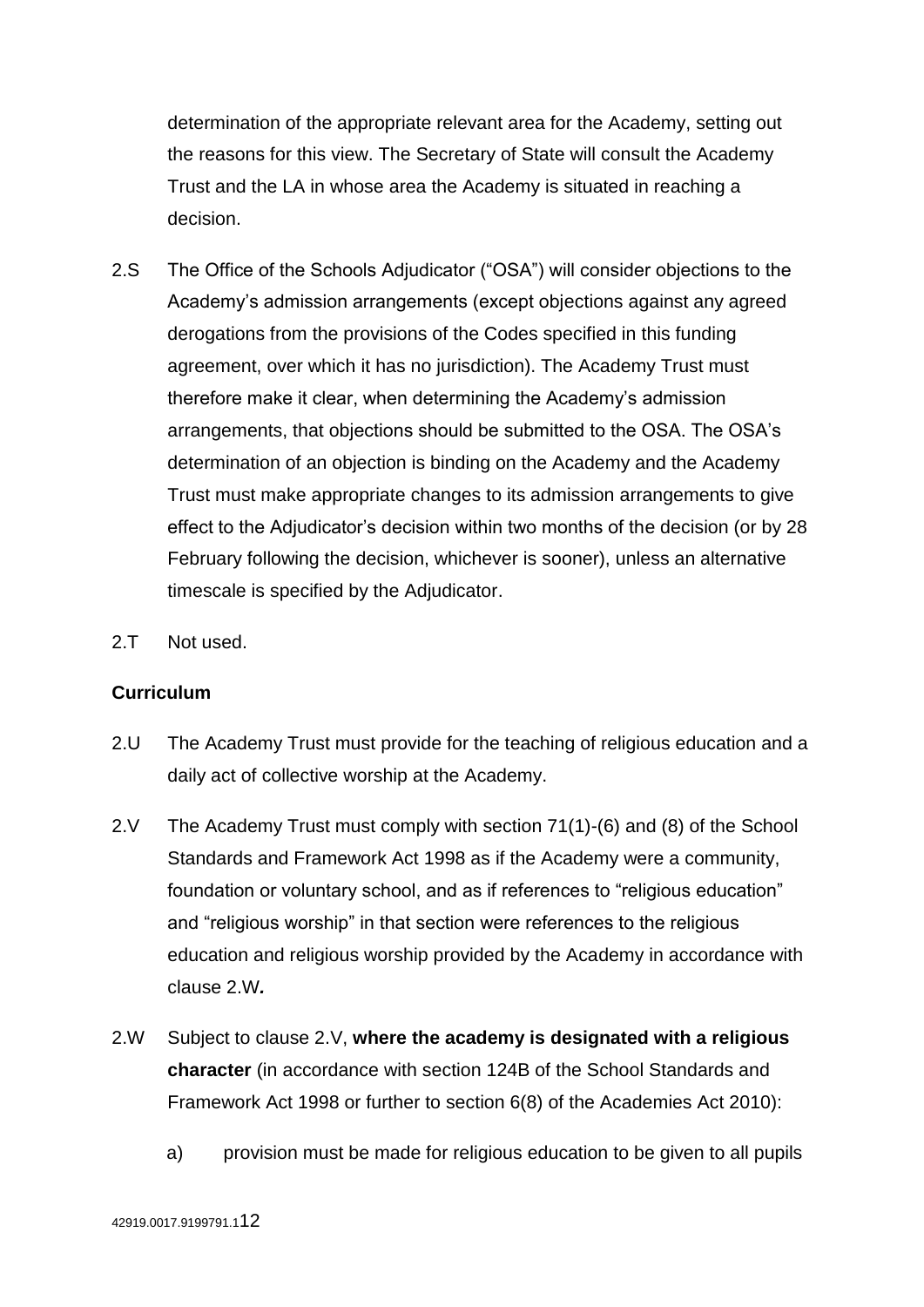determination of the appropriate relevant area for the Academy, setting out the reasons for this view. The Secretary of State will consult the Academy Trust and the LA in whose area the Academy is situated in reaching a decision.

2.S The Office of the Schools Adjudicator ("OSA") will consider objections to the Academy's admission arrangements (except objections against any agreed derogations from the provisions of the Codes specified in this funding agreement, over which it has no jurisdiction). The Academy Trust must therefore make it clear, when determining the Academy's admission arrangements, that objections should be submitted to the OSA. The OSA's determination of an objection is binding on the Academy and the Academy Trust must make appropriate changes to its admission arrangements to give effect to the Adjudicator's decision within two months of the decision (or by 28 February following the decision, whichever is sooner), unless an alternative timescale is specified by the Adjudicator.

2.T Not used.

**Curriculum**

2.U The Academy Trust must provide for the teaching of religious education and a daily act of collective worship at the Academy.

2.V The Academy Trust must comply with section 71(1)-(6) and (8) of the School Standards and Framework Act 1998 as if the Academy were a community, foundation or voluntary school, and as if references to "religious education" and "religious worship" in that section were references to the religious education and religious worship provided by the Academy in accordance with clause 2.W*.*

2.W Subject to clause 2.V, **where the academy is designated with a religious character** (in accordance with section 124B of the School Standards and Framework Act 1998 or further to section 6(8) of the Academies Act 2010):

a) provision must be made for religious education to be given to all pupils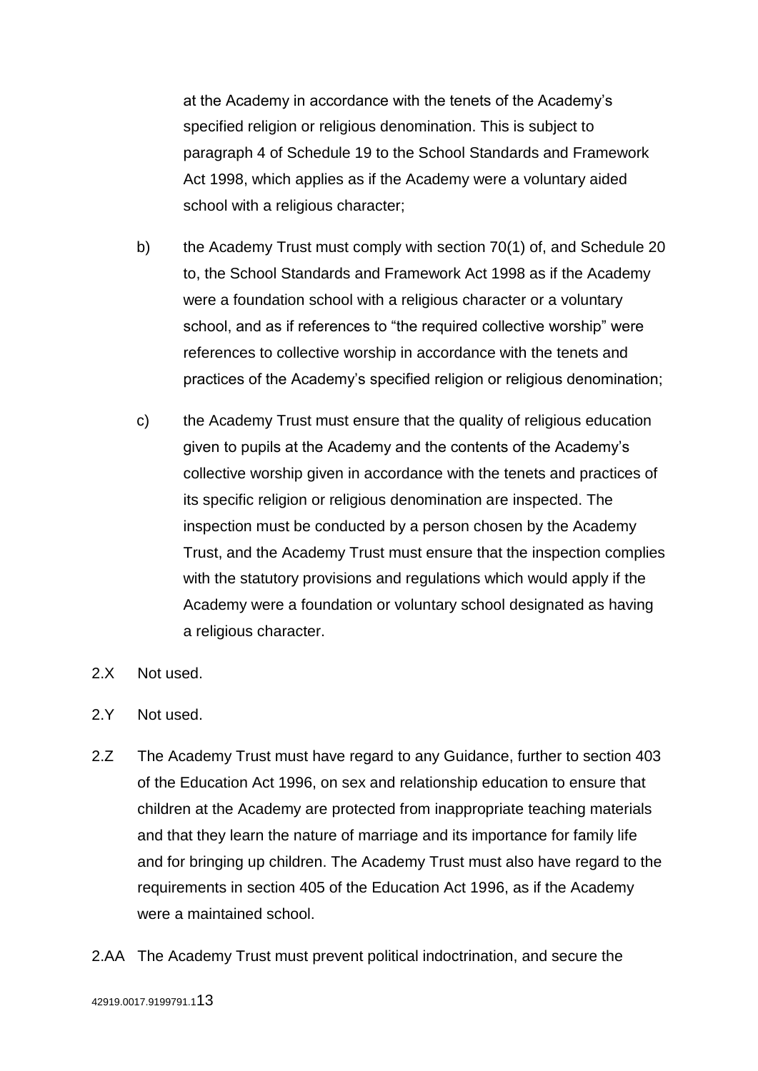at the Academy in accordance with the tenets of the Academy's specified religion or religious denomination. This is subject to paragraph 4 of Schedule 19 to the School Standards and Framework Act 1998, which applies as if the Academy were a voluntary aided school with a religious character;

b) the Academy Trust must comply with section 70(1) of, and Schedule 20 to, the School Standards and Framework Act 1998 as if the Academy were a foundation school with a religious character or a voluntary school, and as if references to "the required collective worship" were references to collective worship in accordance with the tenets and practices of the Academy's specified religion or religious denomination;

c) the Academy Trust must ensure that the quality of religious education given to pupils at the Academy and the contents of the Academy's collective worship given in accordance with the tenets and practices of its specific religion or religious denomination are inspected. The inspection must be conducted by a person chosen by the Academy Trust, and the Academy Trust must ensure that the inspection complies with the statutory provisions and regulations which would apply if the Academy were a foundation or voluntary school designated as having a religious character.

2.X Not used.

2.Y Not used.

2.Z The Academy Trust must have regard to any Guidance, further to section 403 of the Education Act 1996, on sex and relationship education to ensure that children at the Academy are protected from inappropriate teaching materials and that they learn the nature of marriage and its importance for family life and for bringing up children. The Academy Trust must also have regard to the requirements in section 405 of the Education Act 1996, as if the Academy were a maintained school.

2.AA The Academy Trust must prevent political indoctrination, and secure the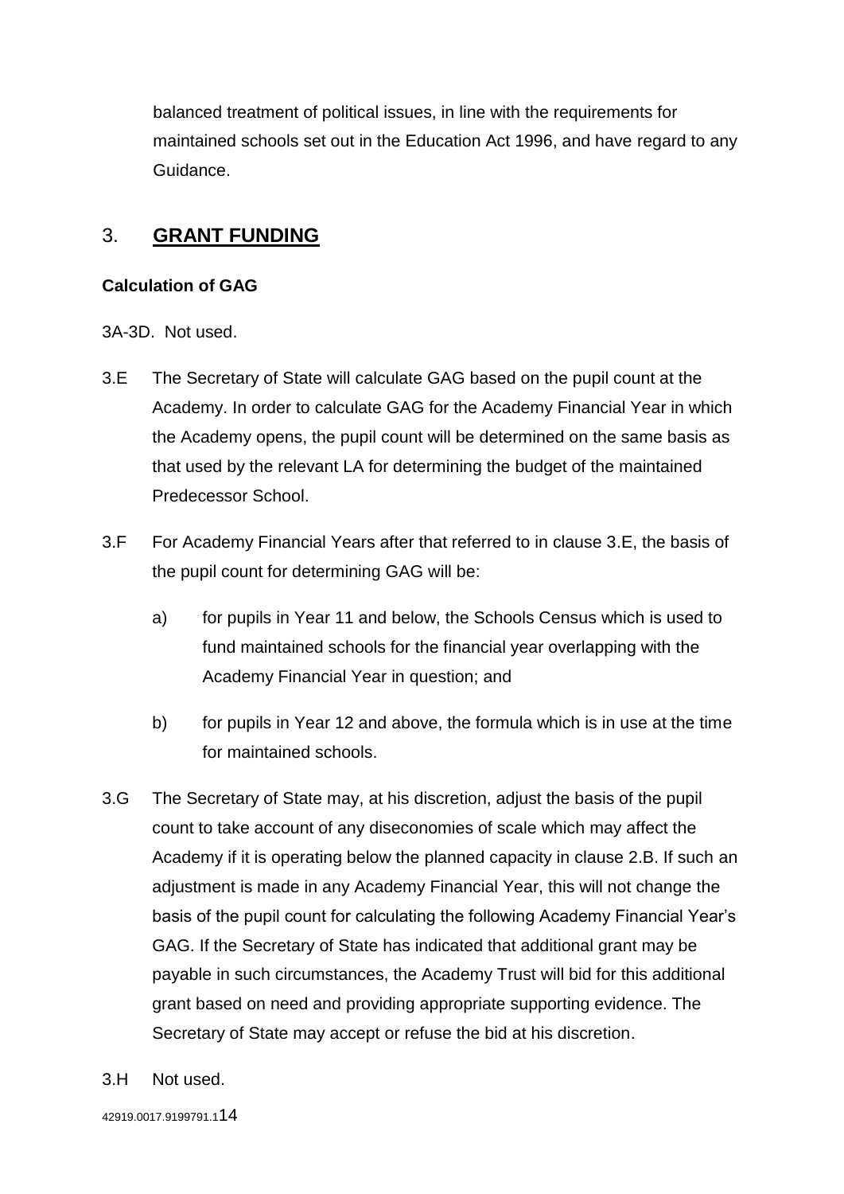balanced treatment of political issues, in line with the requirements for maintained schools set out in the Education Act 1996, and have regard to any Guidance.

## 3. GRANT FUNDING

**Calculation of GAG**

3A-3D. Not used.

3.E The Secretary of State will calculate GAG based on the pupil count at the Academy. In order to calculate GAG for the Academy Financial Year in which the Academy opens, the pupil count will be determined on the same basis as that used by the relevant LA for determining the budget of the maintained Predecessor School.

3.F For Academy Financial Years after that referred to in clause 3.E, the basis of the pupil count for determining GAG will be:

a) for pupils in Year 11 and below, the Schools Census which is used to fund maintained schools for the financial year overlapping with the Academy Financial Year in question; and

b) for pupils in Year 12 and above, the formula which is in use at the time for maintained schools.

3.G The Secretary of State may, at his discretion, adjust the basis of the pupil count to take account of any diseconomies of scale which may affect the Academy if it is operating below the planned capacity in clause 2.B. If such an adjustment is made in any Academy Financial Year, this will not change the basis of the pupil count for calculating the following Academy Financial Year's GAG. If the Secretary of State has indicated that additional grant may be payable in such circumstances, the Academy Trust will bid for this additional grant based on need and providing appropriate supporting evidence. The Secretary of State may accept or refuse the bid at his discretion.

3.H Not used.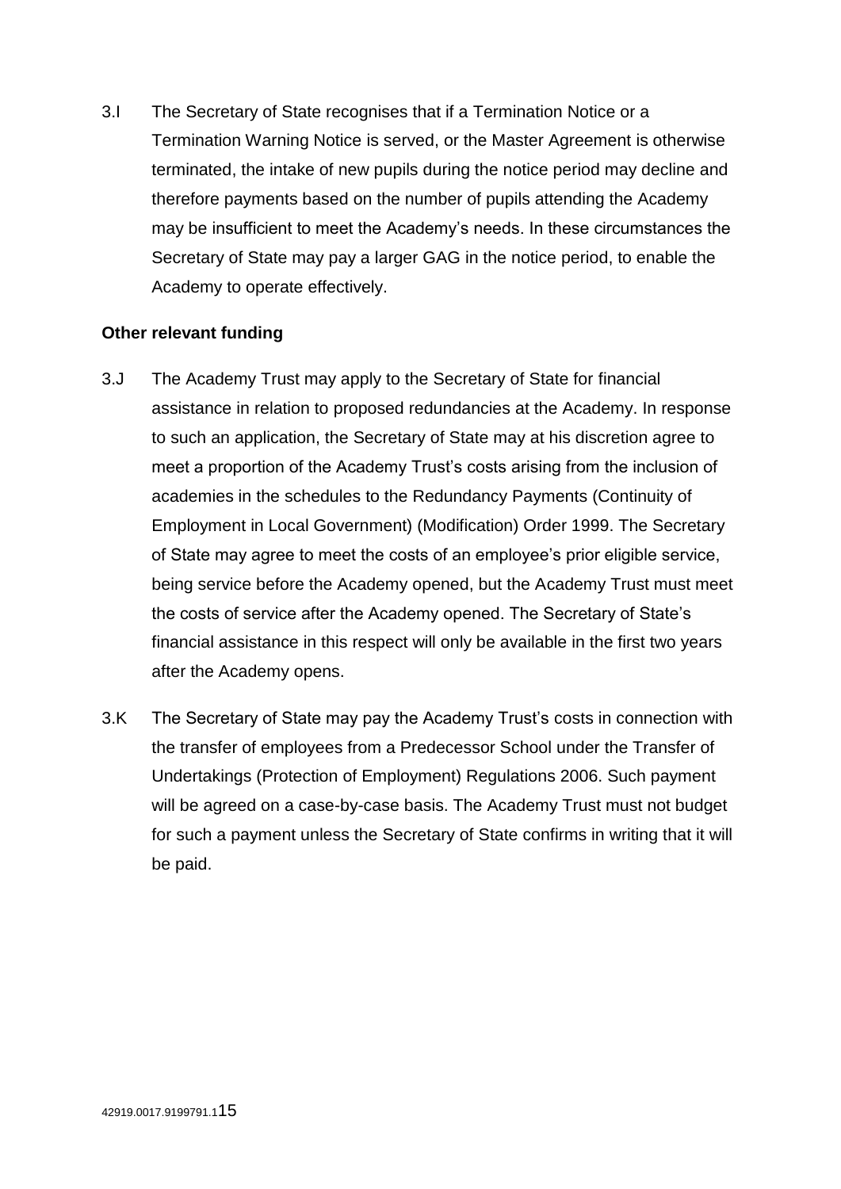3.I The Secretary of State recognises that if a Termination Notice or a Termination Warning Notice is served, or the Master Agreement is otherwise terminated, the intake of new pupils during the notice period may decline and therefore payments based on the number of pupils attending the Academy may be insufficient to meet the Academy's needs. In these circumstances the Secretary of State may pay a larger GAG in the notice period, to enable the Academy to operate effectively.

**Other relevant funding**

3.J The Academy Trust may apply to the Secretary of State for financial assistance in relation to proposed redundancies at the Academy. In response to such an application, the Secretary of State may at his discretion agree to meet a proportion of the Academy Trust's costs arising from the inclusion of academies in the schedules to the Redundancy Payments (Continuity of Employment in Local Government) (Modification) Order 1999. The Secretary of State may agree to meet the costs of an employee's prior eligible service, being service before the Academy opened, but the Academy Trust must meet the costs of service after the Academy opened. The Secretary of State's financial assistance in this respect will only be available in the first two years after the Academy opens.

3.K The Secretary of State may pay the Academy Trust's costs in connection with the transfer of employees from a Predecessor School under the Transfer of Undertakings (Protection of Employment) Regulations 2006. Such payment will be agreed on a case-by-case basis. The Academy Trust must not budget for such a payment unless the Secretary of State confirms in writing that it will be paid.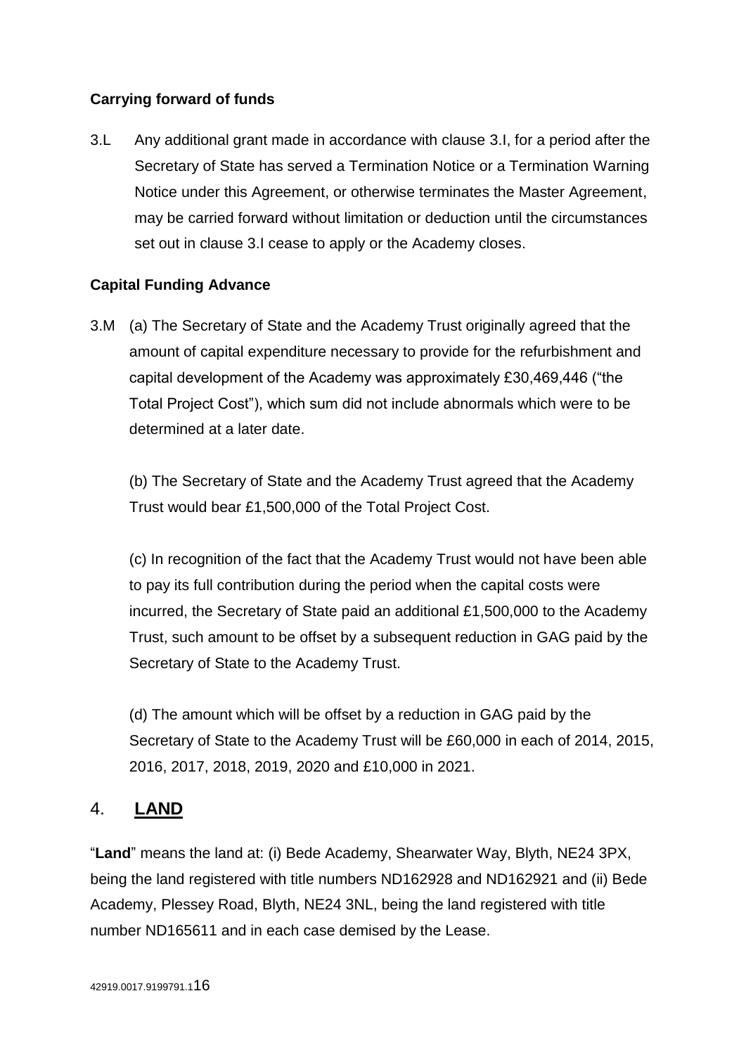**Carrying forward of funds**

3.L Any additional grant made in accordance with clause 3.I, for a period after the Secretary of State has served a Termination Notice or a Termination Warning Notice under this Agreement, or otherwise terminates the Master Agreement, may be carried forward without limitation or deduction until the circumstances set out in clause 3.I cease to apply or the Academy closes.

**Capital Funding Advance**

3.M (a) The Secretary of State and the Academy Trust originally agreed that the amount of capital expenditure necessary to provide for the refurbishment and capital development of the Academy was approximately £30,469,446 ("the Total Project Cost"), which sum did not include abnormals which were to be determined at a later date.

(b) The Secretary of State and the Academy Trust agreed that the Academy Trust would bear £1,500,000 of the Total Project Cost.

(c) In recognition of the fact that the Academy Trust would not have been able to pay its full contribution during the period when the capital costs were incurred, the Secretary of State paid an additional £1,500,000 to the Academy Trust, such amount to be offset by a subsequent reduction in GAG paid by the Secretary of State to the Academy Trust.

(d) The amount which will be offset by a reduction in GAG paid by the Secretary of State to the Academy Trust will be £60,000 in each of 2014, 2015, 2016, 2017, 2018, 2019, 2020 and £10,000 in 2021.

## 4. **LAND**

"**Land**" means the land at: (i) Bede Academy, Shearwater Way, Blyth, NE24 3PX, being the land registered with title numbers ND162928 and ND162921 and (ii) Bede Academy, Plessey Road, Blyth, NE24 3NL, being the land registered with title number ND165611 and in each case demised by the Lease.

42919.0017.9199791.1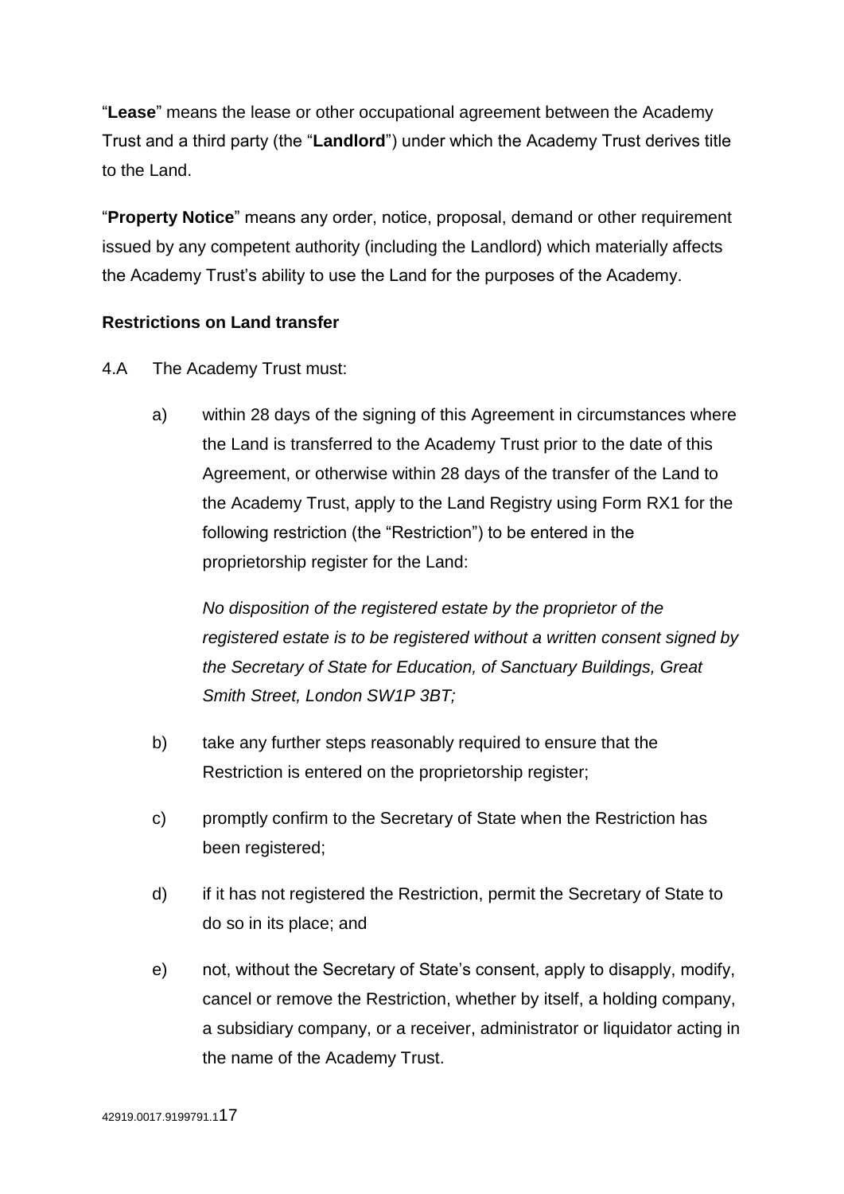"**Lease**" means the lease or other occupational agreement between the Academy Trust and a third party (the "**Landlord**") under which the Academy Trust derives title to the Land.

"**Property Notice**" means any order, notice, proposal, demand or other requirement issued by any competent authority (including the Landlord) which materially affects the Academy Trust's ability to use the Land for the purposes of the Academy.

**Restrictions on Land transfer**

4.A The Academy Trust must:

a) within 28 days of the signing of this Agreement in circumstances where the Land is transferred to the Academy Trust prior to the date of this Agreement, or otherwise within 28 days of the transfer of the Land to the Academy Trust, apply to the Land Registry using Form RX1 for the following restriction (the "Restriction") to be entered in the proprietorship register for the Land:

   *No disposition of the registered estate by the proprietor of the registered estate is to be registered without a written consent signed by the Secretary of State for Education, of Sanctuary Buildings, Great Smith Street, London SW1P 3BT;*

b) take any further steps reasonably required to ensure that the Restriction is entered on the proprietorship register;

c) promptly confirm to the Secretary of State when the Restriction has been registered;

d) if it has not registered the Restriction, permit the Secretary of State to do so in its place; and

e) not, without the Secretary of State's consent, apply to disapply, modify, cancel or remove the Restriction, whether by itself, a holding company, a subsidiary company, or a receiver, administrator or liquidator acting in the name of the Academy Trust.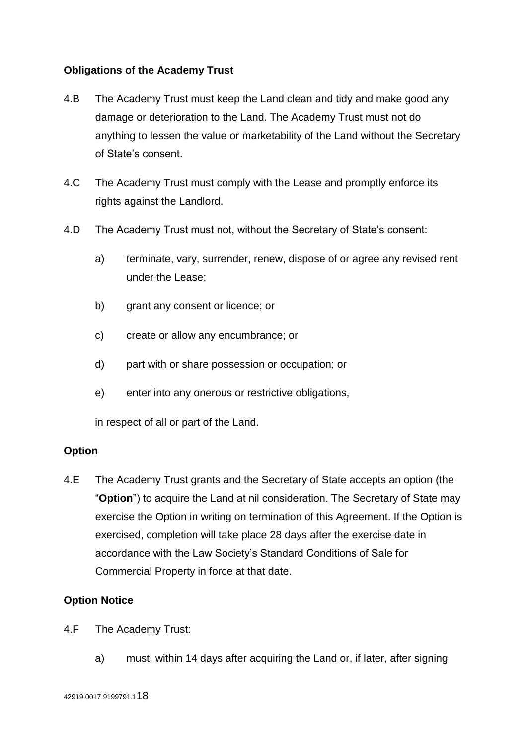**Obligations of the Academy Trust**

4.B The Academy Trust must keep the Land clean and tidy and make good any damage or deterioration to the Land. The Academy Trust must not do anything to lessen the value or marketability of the Land without the Secretary of State's consent.

4.C The Academy Trust must comply with the Lease and promptly enforce its rights against the Landlord.

4.D The Academy Trust must not, without the Secretary of State's consent:

a) terminate, vary, surrender, renew, dispose of or agree any revised rent under the Lease;

b) grant any consent or licence; or

c) create or allow any encumbrance; or

d) part with or share possession or occupation; or

e) enter into any onerous or restrictive obligations,

in respect of all or part of the Land.

**Option**

4.E The Academy Trust grants and the Secretary of State accepts an option (the "**Option**") to acquire the Land at nil consideration. The Secretary of State may exercise the Option in writing on termination of this Agreement. If the Option is exercised, completion will take place 28 days after the exercise date in accordance with the Law Society's Standard Conditions of Sale for Commercial Property in force at that date.

**Option Notice**

4.F The Academy Trust:

a) must, within 14 days after acquiring the Land or, if later, after signing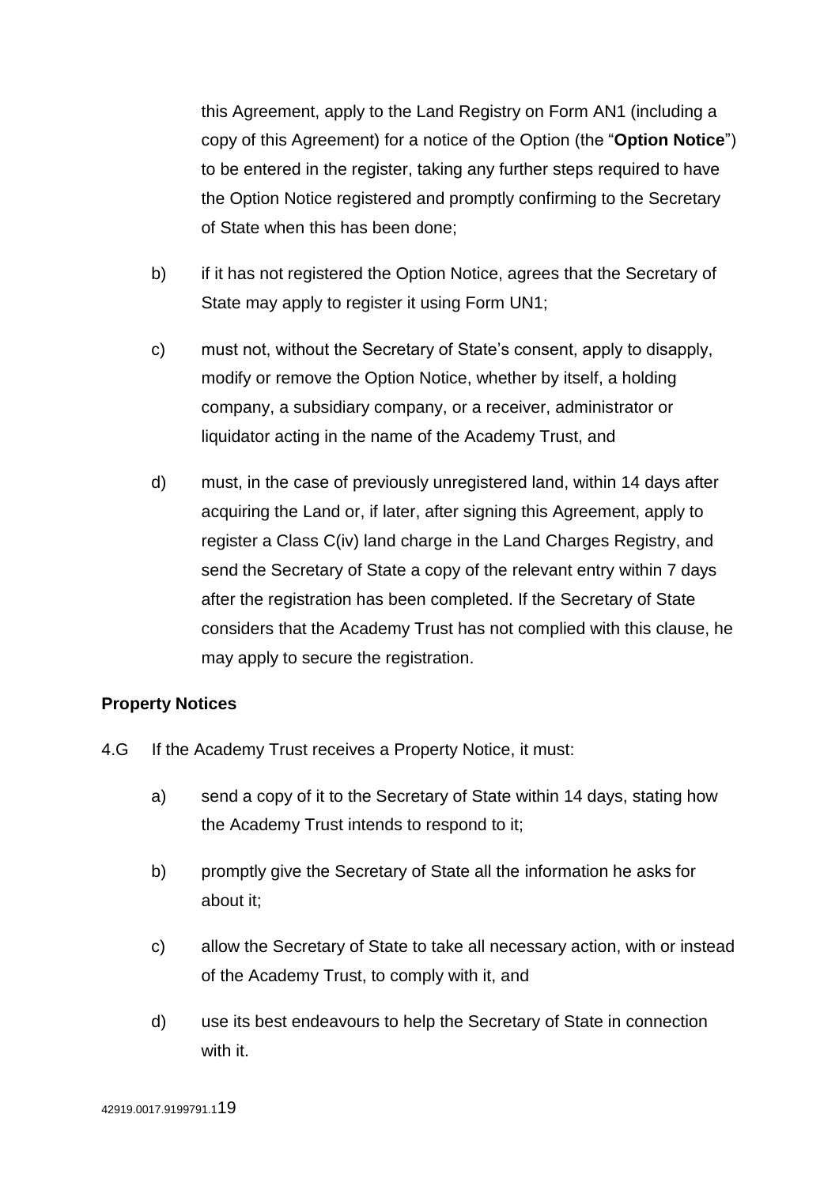this Agreement, apply to the Land Registry on Form AN1 (including a copy of this Agreement) for a notice of the Option (the "**Option Notice**") to be entered in the register, taking any further steps required to have the Option Notice registered and promptly confirming to the Secretary of State when this has been done;

b) if it has not registered the Option Notice, agrees that the Secretary of State may apply to register it using Form UN1;

c) must not, without the Secretary of State's consent, apply to disapply, modify or remove the Option Notice, whether by itself, a holding company, a subsidiary company, or a receiver, administrator or liquidator acting in the name of the Academy Trust, and

d) must, in the case of previously unregistered land, within 14 days after acquiring the Land or, if later, after signing this Agreement, apply to register a Class C(iv) land charge in the Land Charges Registry, and send the Secretary of State a copy of the relevant entry within 7 days after the registration has been completed. If the Secretary of State considers that the Academy Trust has not complied with this clause, he may apply to secure the registration.

**Property Notices**

4.G If the Academy Trust receives a Property Notice, it must:

a) send a copy of it to the Secretary of State within 14 days, stating how the Academy Trust intends to respond to it;

b) promptly give the Secretary of State all the information he asks for about it;

c) allow the Secretary of State to take all necessary action, with or instead of the Academy Trust, to comply with it, and

d) use its best endeavours to help the Secretary of State in connection with it.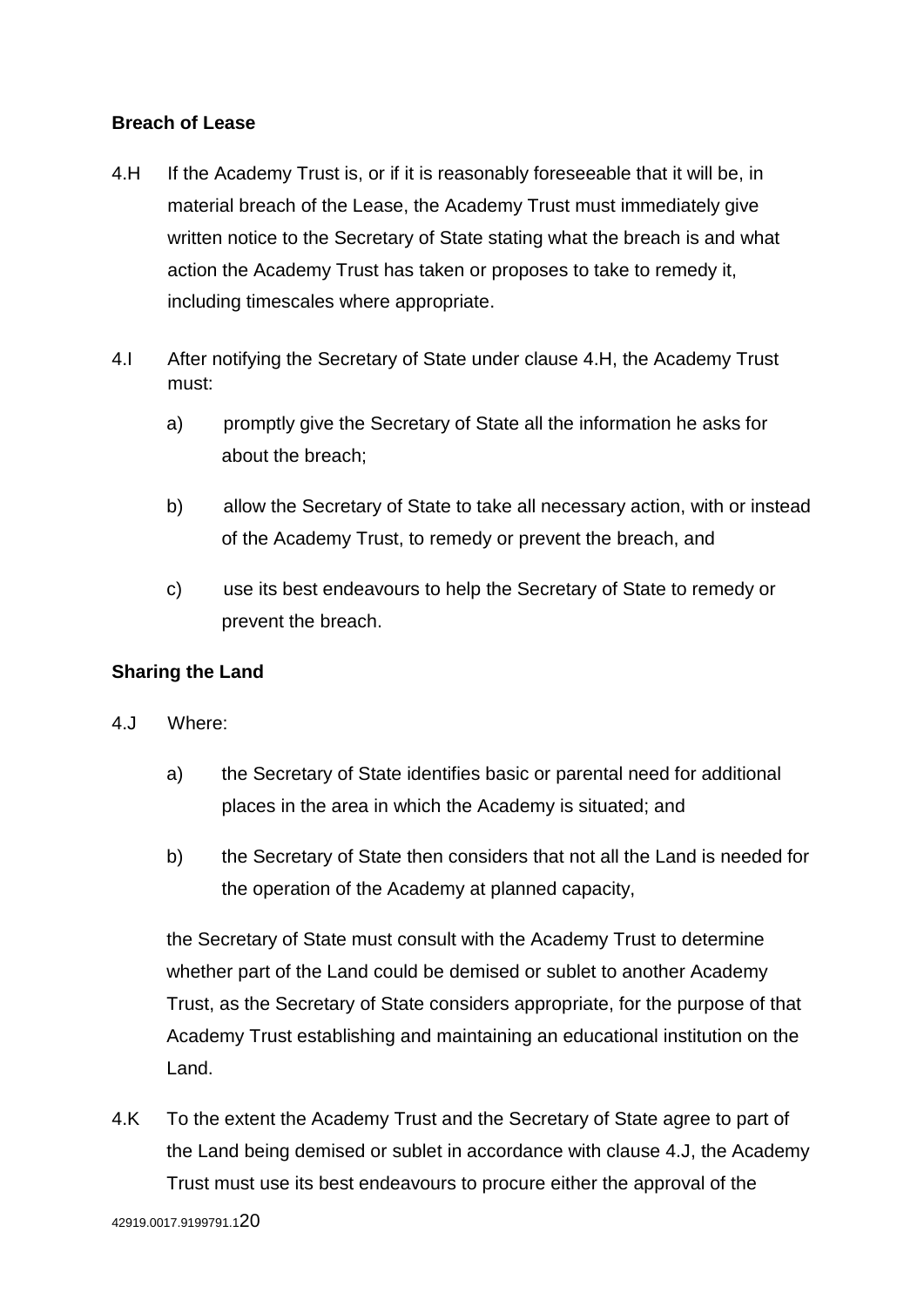**Breach of Lease**

4.H If the Academy Trust is, or if it is reasonably foreseeable that it will be, in material breach of the Lease, the Academy Trust must immediately give written notice to the Secretary of State stating what the breach is and what action the Academy Trust has taken or proposes to take to remedy it, including timescales where appropriate.

4.I After notifying the Secretary of State under clause 4.H, the Academy Trust must:

a) promptly give the Secretary of State all the information he asks for about the breach;

b) allow the Secretary of State to take all necessary action, with or instead of the Academy Trust, to remedy or prevent the breach, and

c) use its best endeavours to help the Secretary of State to remedy or prevent the breach.

**Sharing the Land**

4.J Where:

a) the Secretary of State identifies basic or parental need for additional places in the area in which the Academy is situated; and

b) the Secretary of State then considers that not all the Land is needed for the operation of the Academy at planned capacity,

the Secretary of State must consult with the Academy Trust to determine whether part of the Land could be demised or sublet to another Academy Trust, as the Secretary of State considers appropriate, for the purpose of that Academy Trust establishing and maintaining an educational institution on the Land.

4.K To the extent the Academy Trust and the Secretary of State agree to part of the Land being demised or sublet in accordance with clause 4.J, the Academy Trust must use its best endeavours to procure either the approval of the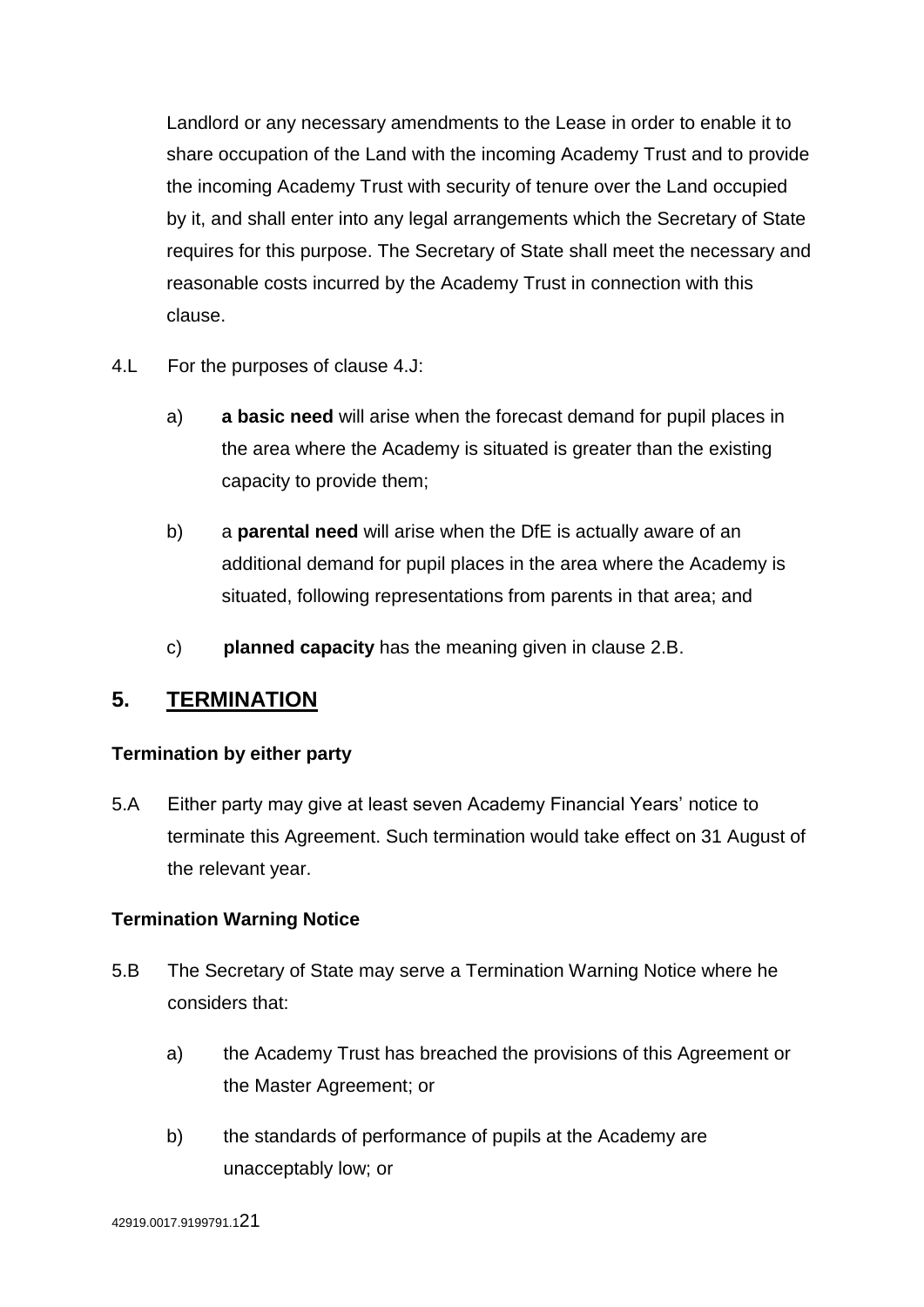Landlord or any necessary amendments to the Lease in order to enable it to share occupation of the Land with the incoming Academy Trust and to provide the incoming Academy Trust with security of tenure over the Land occupied by it, and shall enter into any legal arrangements which the Secretary of State requires for this purpose. The Secretary of State shall meet the necessary and reasonable costs incurred by the Academy Trust in connection with this clause.

4.L For the purposes of clause 4.J:

a) **a basic need** will arise when the forecast demand for pupil places in the area where the Academy is situated is greater than the existing capacity to provide them;

b) a **parental need** will arise when the DfE is actually aware of an additional demand for pupil places in the area where the Academy is situated, following representations from parents in that area; and

c) **planned capacity** has the meaning given in clause 2.B.

## 5. TERMINATION

### Termination by either party

5.A Either party may give at least seven Academy Financial Years' notice to terminate this Agreement. Such termination would take effect on 31 August of the relevant year.

### Termination Warning Notice

5.B The Secretary of State may serve a Termination Warning Notice where he considers that:

a) the Academy Trust has breached the provisions of this Agreement or the Master Agreement; or

b) the standards of performance of pupils at the Academy are unacceptably low; or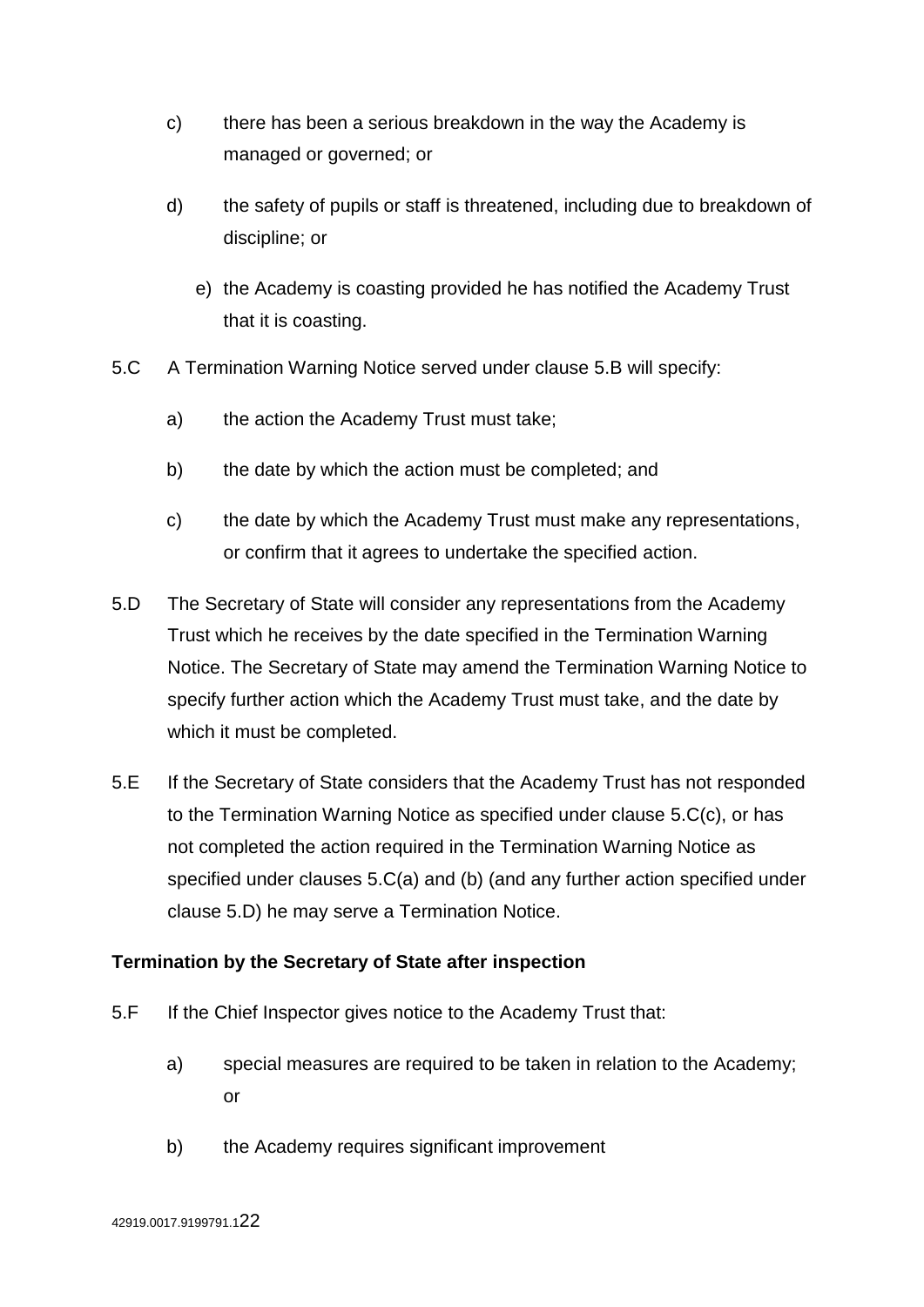c) there has been a serious breakdown in the way the Academy is managed or governed; or

d) the safety of pupils or staff is threatened, including due to breakdown of discipline; or

e) the Academy is coasting provided he has notified the Academy Trust that it is coasting.

5.C A Termination Warning Notice served under clause 5.B will specify:

a) the action the Academy Trust must take;

b) the date by which the action must be completed; and

c) the date by which the Academy Trust must make any representations, or confirm that it agrees to undertake the specified action.

5.D The Secretary of State will consider any representations from the Academy Trust which he receives by the date specified in the Termination Warning Notice. The Secretary of State may amend the Termination Warning Notice to specify further action which the Academy Trust must take, and the date by which it must be completed.

5.E If the Secretary of State considers that the Academy Trust has not responded to the Termination Warning Notice as specified under clause 5.C(c), or has not completed the action required in the Termination Warning Notice as specified under clauses 5.C(a) and (b) (and any further action specified under clause 5.D) he may serve a Termination Notice.

**Termination by the Secretary of State after inspection**

5.F If the Chief Inspector gives notice to the Academy Trust that:

a) special measures are required to be taken in relation to the Academy; or

b) the Academy requires significant improvement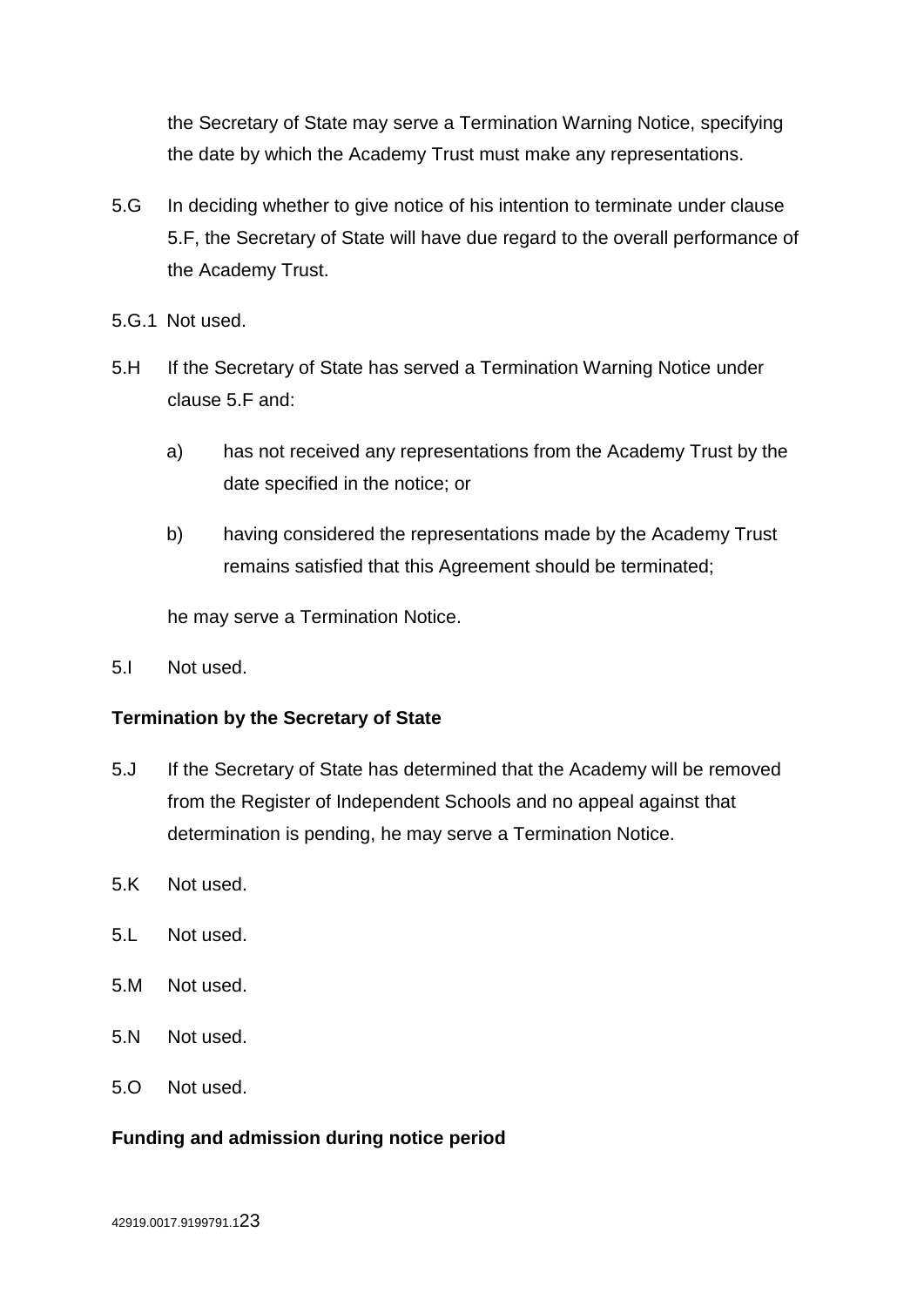the Secretary of State may serve a Termination Warning Notice, specifying the date by which the Academy Trust must make any representations.

5.G In deciding whether to give notice of his intention to terminate under clause 5.F, the Secretary of State will have due regard to the overall performance of the Academy Trust.

5.G.1 Not used.

5.H If the Secretary of State has served a Termination Warning Notice under clause 5.F and:

a) has not received any representations from the Academy Trust by the date specified in the notice; or

b) having considered the representations made by the Academy Trust remains satisfied that this Agreement should be terminated;

he may serve a Termination Notice.

5.I Not used.

**Termination by the Secretary of State**

5.J If the Secretary of State has determined that the Academy will be removed from the Register of Independent Schools and no appeal against that determination is pending, he may serve a Termination Notice.

5.K Not used.

5.L Not used.

5.M Not used.

5.N Not used.

5.O Not used.

**Funding and admission during notice period**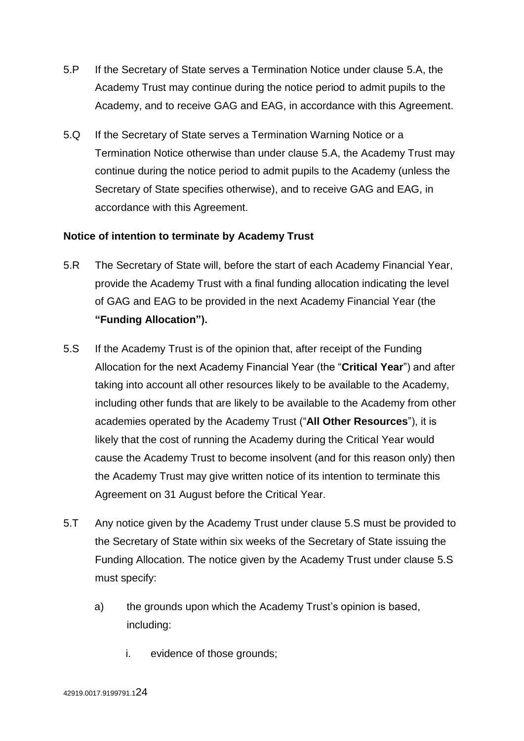5.P If the Secretary of State serves a Termination Notice under clause 5.A, the Academy Trust may continue during the notice period to admit pupils to the Academy, and to receive GAG and EAG, in accordance with this Agreement.

5.Q If the Secretary of State serves a Termination Warning Notice or a Termination Notice otherwise than under clause 5.A, the Academy Trust may continue during the notice period to admit pupils to the Academy (unless the Secretary of State specifies otherwise), and to receive GAG and EAG, in accordance with this Agreement.

**Notice of intention to terminate by Academy Trust**

5.R The Secretary of State will, before the start of each Academy Financial Year, provide the Academy Trust with a final funding allocation indicating the level of GAG and EAG to be provided in the next Academy Financial Year (the **"Funding Allocation").**

5.S If the Academy Trust is of the opinion that, after receipt of the Funding Allocation for the next Academy Financial Year (the "**Critical Year**") and after taking into account all other resources likely to be available to the Academy, including other funds that are likely to be available to the Academy from other academies operated by the Academy Trust ("**All Other Resources**"), it is likely that the cost of running the Academy during the Critical Year would cause the Academy Trust to become insolvent (and for this reason only) then the Academy Trust may give written notice of its intention to terminate this Agreement on 31 August before the Critical Year.

5.T Any notice given by the Academy Trust under clause 5.S must be provided to the Secretary of State within six weeks of the Secretary of State issuing the Funding Allocation. The notice given by the Academy Trust under clause 5.S must specify:

a) the grounds upon which the Academy Trust's opinion is based, including:

   i. evidence of those grounds;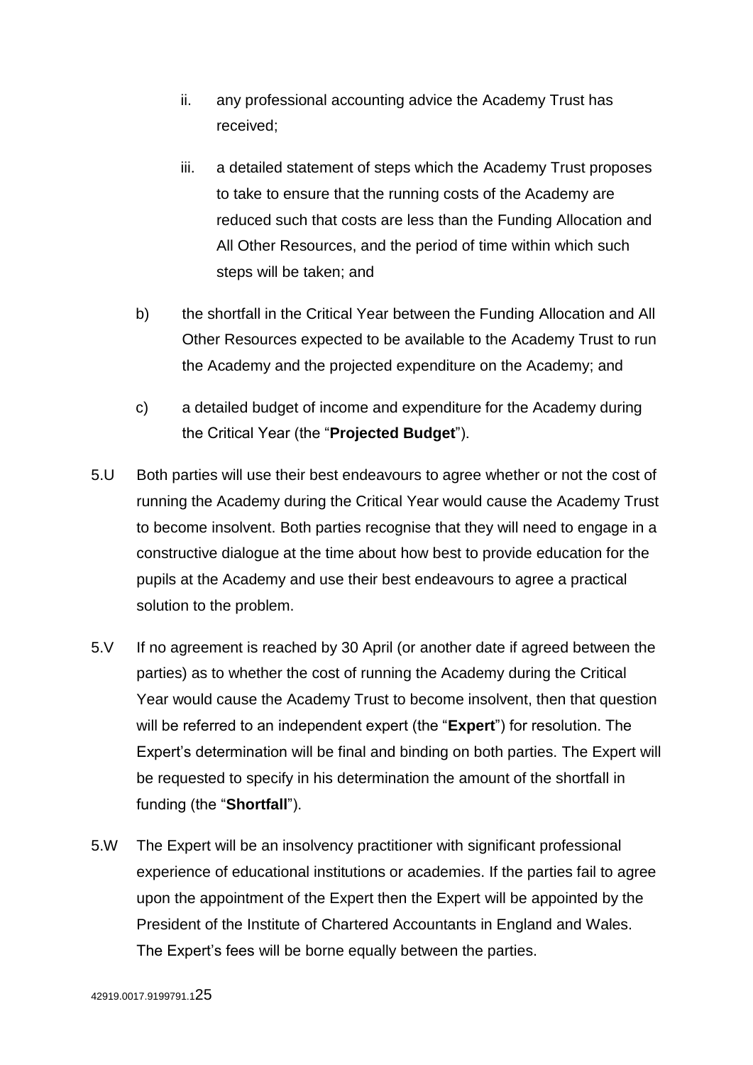ii. any professional accounting advice the Academy Trust has received;

    iii. a detailed statement of steps which the Academy Trust proposes to take to ensure that the running costs of the Academy are reduced such that costs are less than the Funding Allocation and All Other Resources, and the period of time within which such steps will be taken; and

  b) the shortfall in the Critical Year between the Funding Allocation and All Other Resources expected to be available to the Academy Trust to run the Academy and the projected expenditure on the Academy; and

  c) a detailed budget of income and expenditure for the Academy during the Critical Year (the "**Projected Budget**").

5.U Both parties will use their best endeavours to agree whether or not the cost of running the Academy during the Critical Year would cause the Academy Trust to become insolvent. Both parties recognise that they will need to engage in a constructive dialogue at the time about how best to provide education for the pupils at the Academy and use their best endeavours to agree a practical solution to the problem.

5.V If no agreement is reached by 30 April (or another date if agreed between the parties) as to whether the cost of running the Academy during the Critical Year would cause the Academy Trust to become insolvent, then that question will be referred to an independent expert (the "**Expert**") for resolution. The Expert's determination will be final and binding on both parties. The Expert will be requested to specify in his determination the amount of the shortfall in funding (the "**Shortfall**").

5.W The Expert will be an insolvency practitioner with significant professional experience of educational institutions or academies. If the parties fail to agree upon the appointment of the Expert then the Expert will be appointed by the President of the Institute of Chartered Accountants in England and Wales. The Expert's fees will be borne equally between the parties.

42919.0017.9199791.1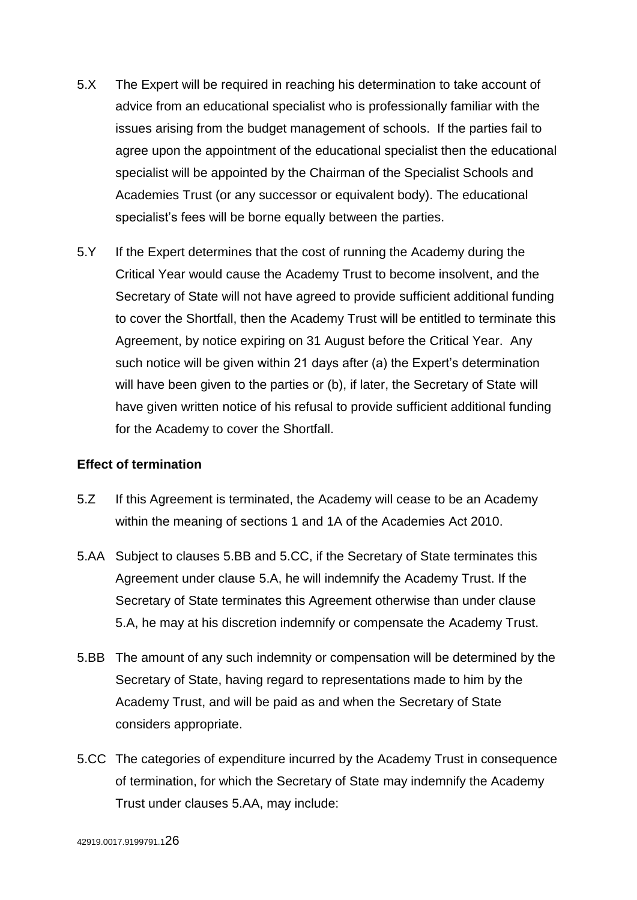5.X The Expert will be required in reaching his determination to take account of advice from an educational specialist who is professionally familiar with the issues arising from the budget management of schools. If the parties fail to agree upon the appointment of the educational specialist then the educational specialist will be appointed by the Chairman of the Specialist Schools and Academies Trust (or any successor or equivalent body). The educational specialist's fees will be borne equally between the parties.

5.Y If the Expert determines that the cost of running the Academy during the Critical Year would cause the Academy Trust to become insolvent, and the Secretary of State will not have agreed to provide sufficient additional funding to cover the Shortfall, then the Academy Trust will be entitled to terminate this Agreement, by notice expiring on 31 August before the Critical Year. Any such notice will be given within 21 days after (a) the Expert's determination will have been given to the parties or (b), if later, the Secretary of State will have given written notice of his refusal to provide sufficient additional funding for the Academy to cover the Shortfall.

**Effect of termination**

5.Z If this Agreement is terminated, the Academy will cease to be an Academy within the meaning of sections 1 and 1A of the Academies Act 2010.

5.AA Subject to clauses 5.BB and 5.CC, if the Secretary of State terminates this Agreement under clause 5.A, he will indemnify the Academy Trust. If the Secretary of State terminates this Agreement otherwise than under clause 5.A, he may at his discretion indemnify or compensate the Academy Trust.

5.BB The amount of any such indemnity or compensation will be determined by the Secretary of State, having regard to representations made to him by the Academy Trust, and will be paid as and when the Secretary of State considers appropriate.

5.CC The categories of expenditure incurred by the Academy Trust in consequence of termination, for which the Secretary of State may indemnify the Academy Trust under clauses 5.AA, may include: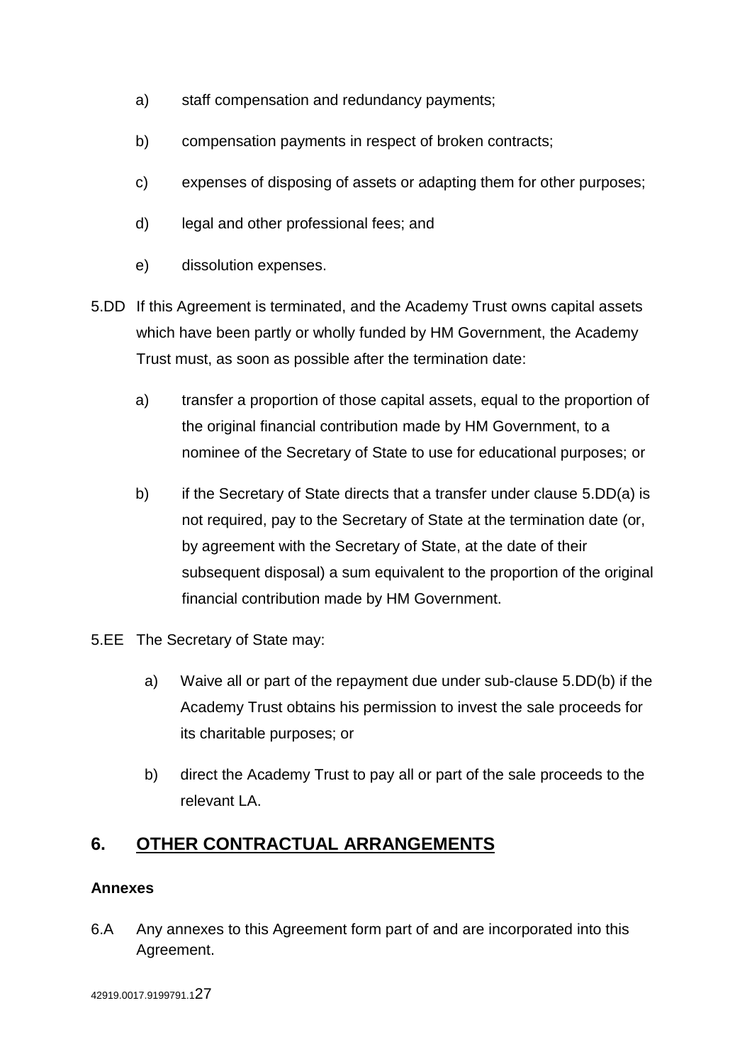a) staff compensation and redundancy payments;

b) compensation payments in respect of broken contracts;

c) expenses of disposing of assets or adapting them for other purposes;

d) legal and other professional fees; and

e) dissolution expenses.

5.DD If this Agreement is terminated, and the Academy Trust owns capital assets which have been partly or wholly funded by HM Government, the Academy Trust must, as soon as possible after the termination date:

a) transfer a proportion of those capital assets, equal to the proportion of the original financial contribution made by HM Government, to a nominee of the Secretary of State to use for educational purposes; or

b) if the Secretary of State directs that a transfer under clause 5.DD(a) is not required, pay to the Secretary of State at the termination date (or, by agreement with the Secretary of State, at the date of their subsequent disposal) a sum equivalent to the proportion of the original financial contribution made by HM Government.

5.EE The Secretary of State may:

a) Waive all or part of the repayment due under sub-clause 5.DD(b) if the Academy Trust obtains his permission to invest the sale proceeds for its charitable purposes; or

b) direct the Academy Trust to pay all or part of the sale proceeds to the relevant LA.

## 6. OTHER CONTRACTUAL ARRANGEMENTS

**Annexes**

6.A Any annexes to this Agreement form part of and are incorporated into this Agreement.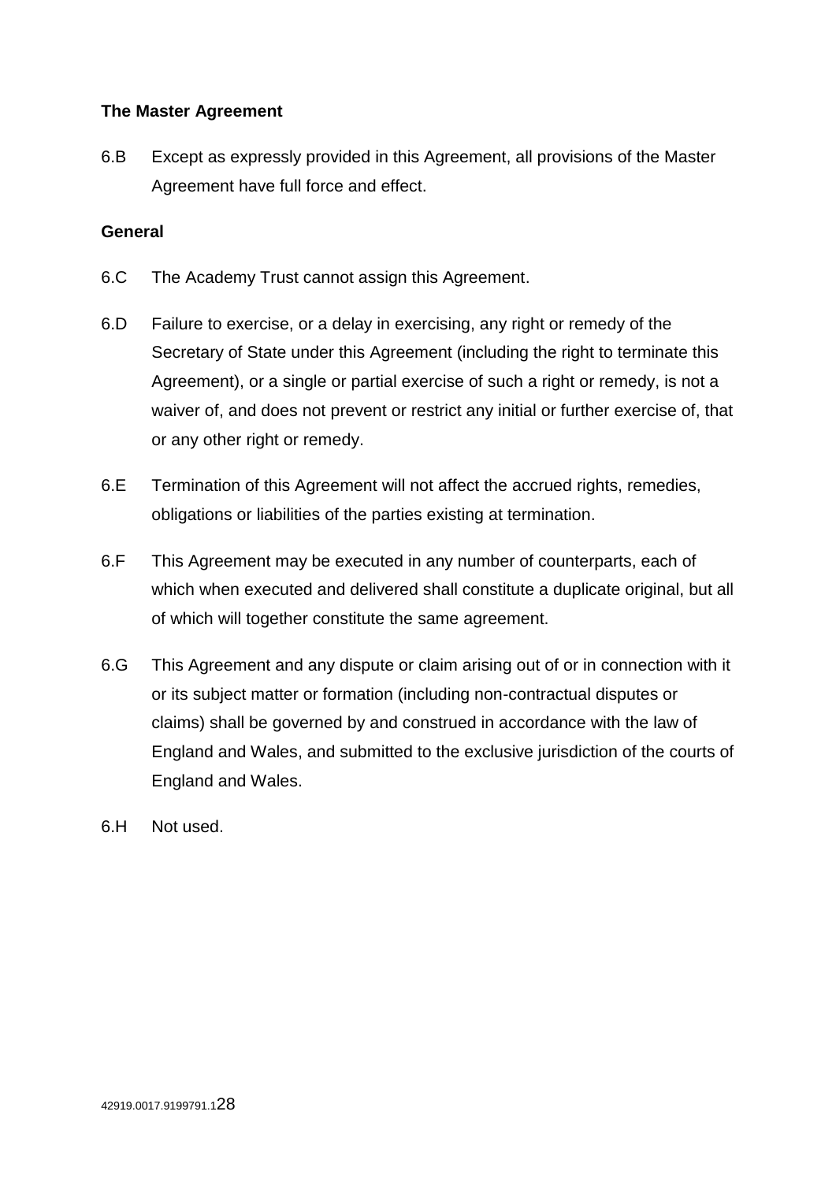**The Master Agreement**

6.B Except as expressly provided in this Agreement, all provisions of the Master Agreement have full force and effect.

**General**

6.C The Academy Trust cannot assign this Agreement.

6.D Failure to exercise, or a delay in exercising, any right or remedy of the Secretary of State under this Agreement (including the right to terminate this Agreement), or a single or partial exercise of such a right or remedy, is not a waiver of, and does not prevent or restrict any initial or further exercise of, that or any other right or remedy.

6.E Termination of this Agreement will not affect the accrued rights, remedies, obligations or liabilities of the parties existing at termination.

6.F This Agreement may be executed in any number of counterparts, each of which when executed and delivered shall constitute a duplicate original, but all of which will together constitute the same agreement.

6.G This Agreement and any dispute or claim arising out of or in connection with it or its subject matter or formation (including non-contractual disputes or claims) shall be governed by and construed in accordance with the law of England and Wales, and submitted to the exclusive jurisdiction of the courts of England and Wales.

6.H Not used.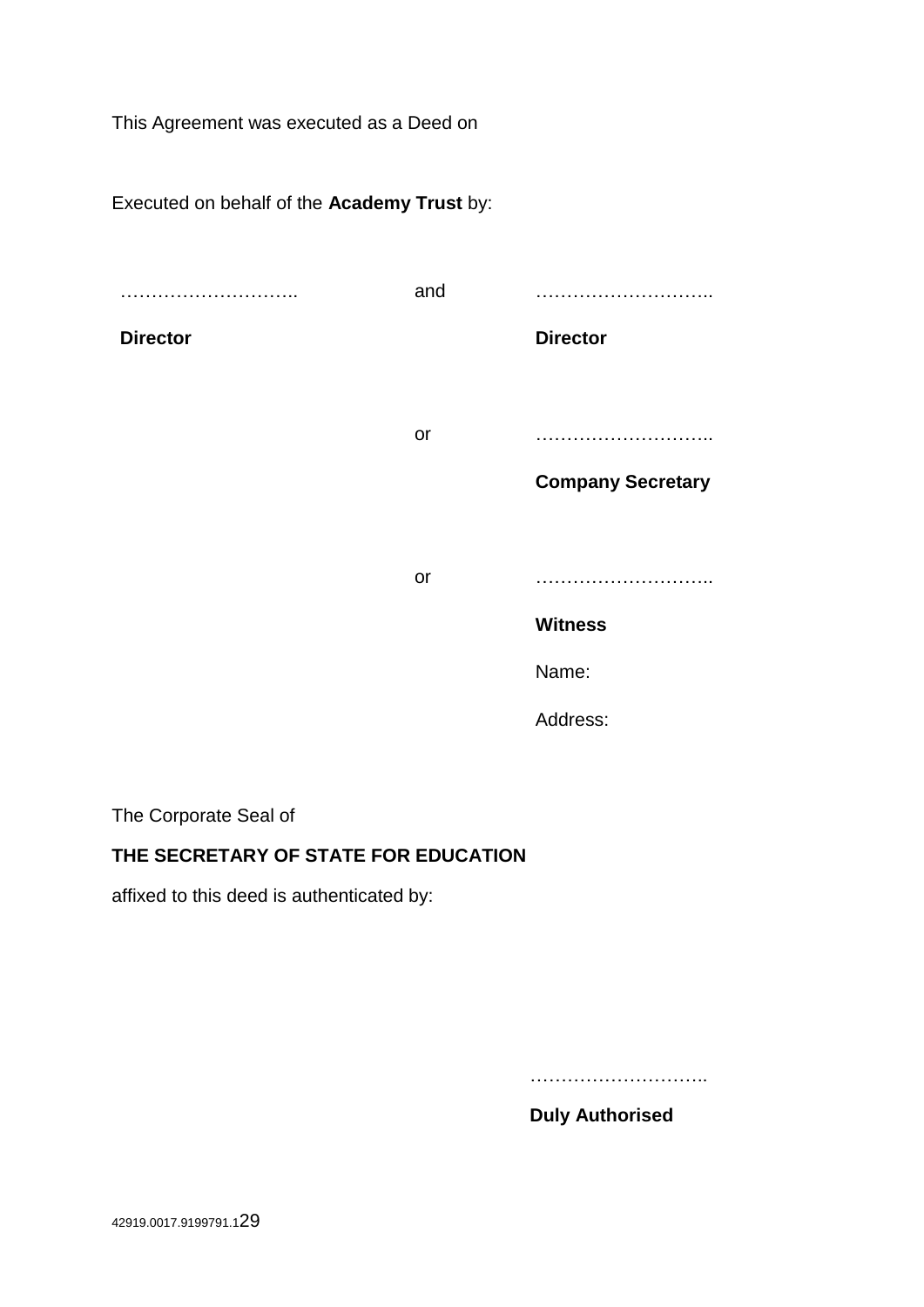This Agreement was executed as a Deed on

Executed on behalf of the **Academy Trust** by:

| | | |
|---|---|---|
| ……………………….. | and | ……………………….. |
| **Director** | | **Director** |
| | or | ……………………….. |
| | | **Company Secretary** |
| | or | ……………………….. |
| | | **Witness** |
| | | Name: |
| | | Address: |

The Corporate Seal of

**THE SECRETARY OF STATE FOR EDUCATION**

affixed to this deed is authenticated by:

………………………..

**Duly Authorised**

42919.0017.9199791.1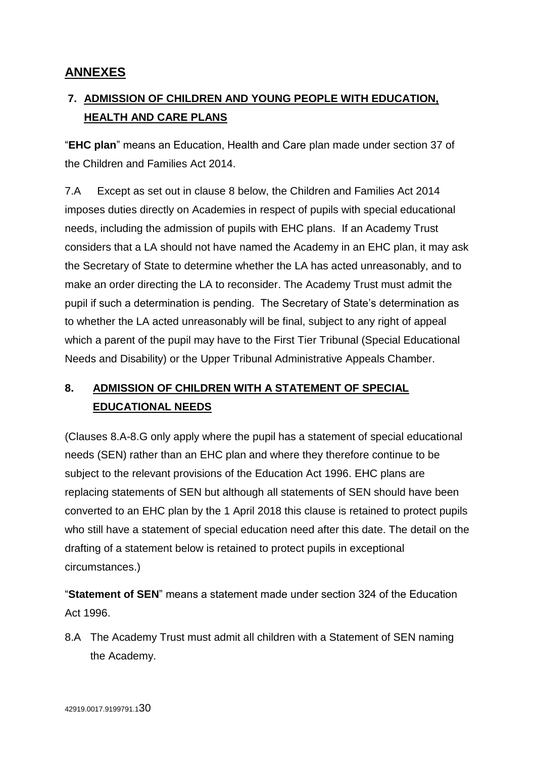## ANNEXES

### 7. ADMISSION OF CHILDREN AND YOUNG PEOPLE WITH EDUCATION, HEALTH AND CARE PLANS

"**EHC plan**" means an Education, Health and Care plan made under section 37 of the Children and Families Act 2014.

7.A Except as set out in clause 8 below, the Children and Families Act 2014 imposes duties directly on Academies in respect of pupils with special educational needs, including the admission of pupils with EHC plans. If an Academy Trust considers that a LA should not have named the Academy in an EHC plan, it may ask the Secretary of State to determine whether the LA has acted unreasonably, and to make an order directing the LA to reconsider. The Academy Trust must admit the pupil if such a determination is pending. The Secretary of State's determination as to whether the LA acted unreasonably will be final, subject to any right of appeal which a parent of the pupil may have to the First Tier Tribunal (Special Educational Needs and Disability) or the Upper Tribunal Administrative Appeals Chamber.

### 8. ADMISSION OF CHILDREN WITH A STATEMENT OF SPECIAL EDUCATIONAL NEEDS

(Clauses 8.A-8.G only apply where the pupil has a statement of special educational needs (SEN) rather than an EHC plan and where they therefore continue to be subject to the relevant provisions of the Education Act 1996. EHC plans are replacing statements of SEN but although all statements of SEN should have been converted to an EHC plan by the 1 April 2018 this clause is retained to protect pupils who still have a statement of special education need after this date. The detail on the drafting of a statement below is retained to protect pupils in exceptional circumstances.)

"**Statement of SEN**" means a statement made under section 324 of the Education Act 1996.

8.A The Academy Trust must admit all children with a Statement of SEN naming the Academy.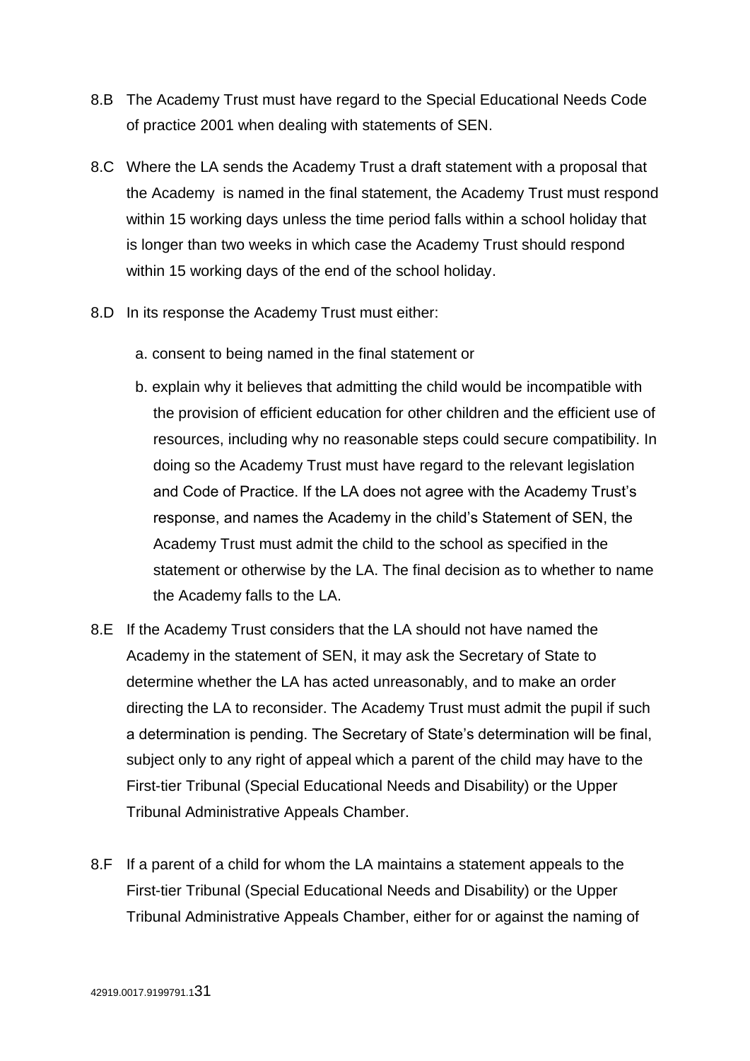8.B The Academy Trust must have regard to the Special Educational Needs Code of practice 2001 when dealing with statements of SEN.

8.C Where the LA sends the Academy Trust a draft statement with a proposal that the Academy is named in the final statement, the Academy Trust must respond within 15 working days unless the time period falls within a school holiday that is longer than two weeks in which case the Academy Trust should respond within 15 working days of the end of the school holiday.

8.D In its response the Academy Trust must either:

a. consent to being named in the final statement or

b. explain why it believes that admitting the child would be incompatible with the provision of efficient education for other children and the efficient use of resources, including why no reasonable steps could secure compatibility. In doing so the Academy Trust must have regard to the relevant legislation and Code of Practice. If the LA does not agree with the Academy Trust's response, and names the Academy in the child's Statement of SEN, the Academy Trust must admit the child to the school as specified in the statement or otherwise by the LA. The final decision as to whether to name the Academy falls to the LA.

8.E If the Academy Trust considers that the LA should not have named the Academy in the statement of SEN, it may ask the Secretary of State to determine whether the LA has acted unreasonably, and to make an order directing the LA to reconsider. The Academy Trust must admit the pupil if such a determination is pending. The Secretary of State's determination will be final, subject only to any right of appeal which a parent of the child may have to the First-tier Tribunal (Special Educational Needs and Disability) or the Upper Tribunal Administrative Appeals Chamber.

8.F If a parent of a child for whom the LA maintains a statement appeals to the First-tier Tribunal (Special Educational Needs and Disability) or the Upper Tribunal Administrative Appeals Chamber, either for or against the naming of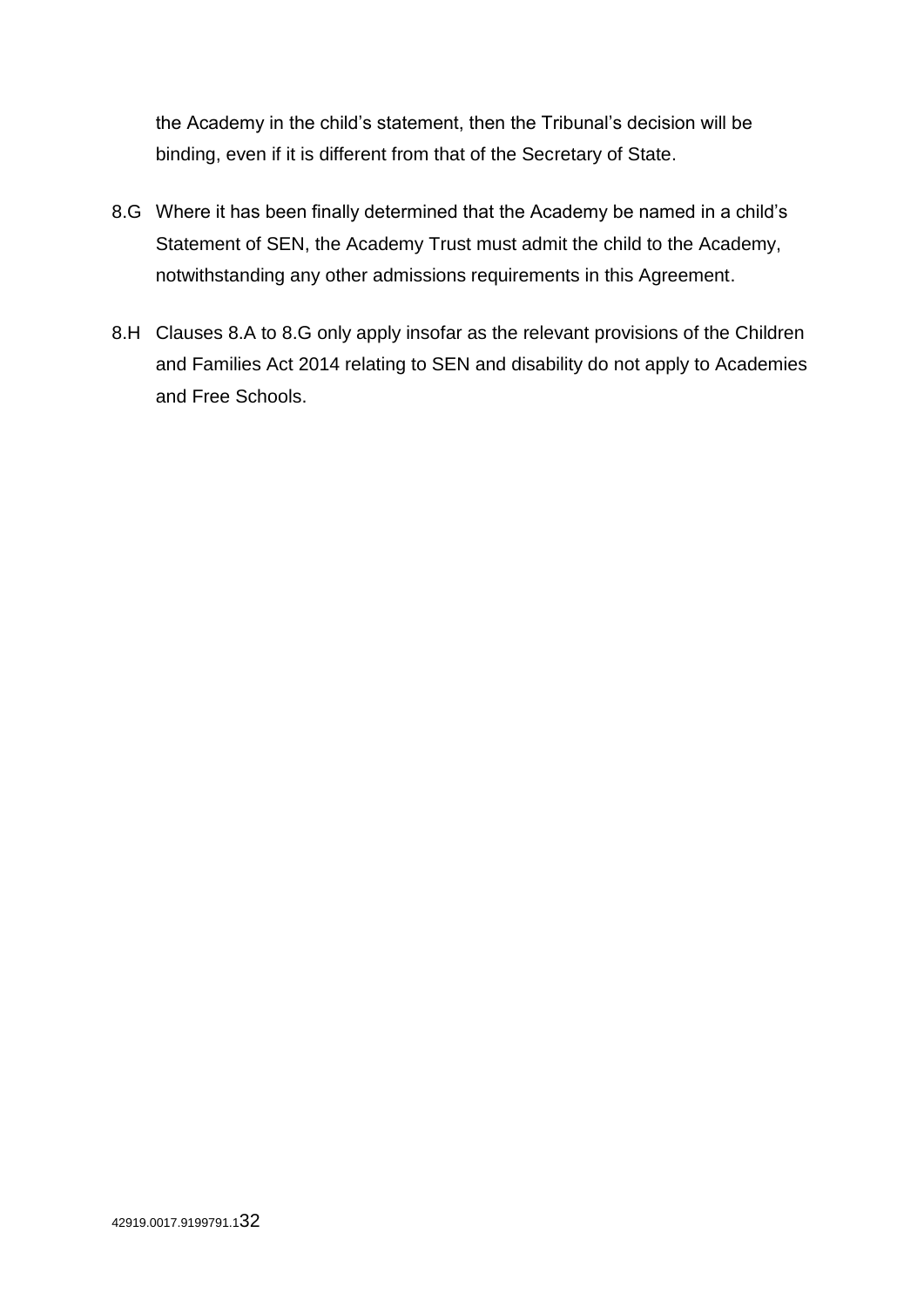the Academy in the child's statement, then the Tribunal's decision will be binding, even if it is different from that of the Secretary of State.

8.G Where it has been finally determined that the Academy be named in a child's Statement of SEN, the Academy Trust must admit the child to the Academy, notwithstanding any other admissions requirements in this Agreement.

8.H Clauses 8.A to 8.G only apply insofar as the relevant provisions of the Children and Families Act 2014 relating to SEN and disability do not apply to Academies and Free Schools.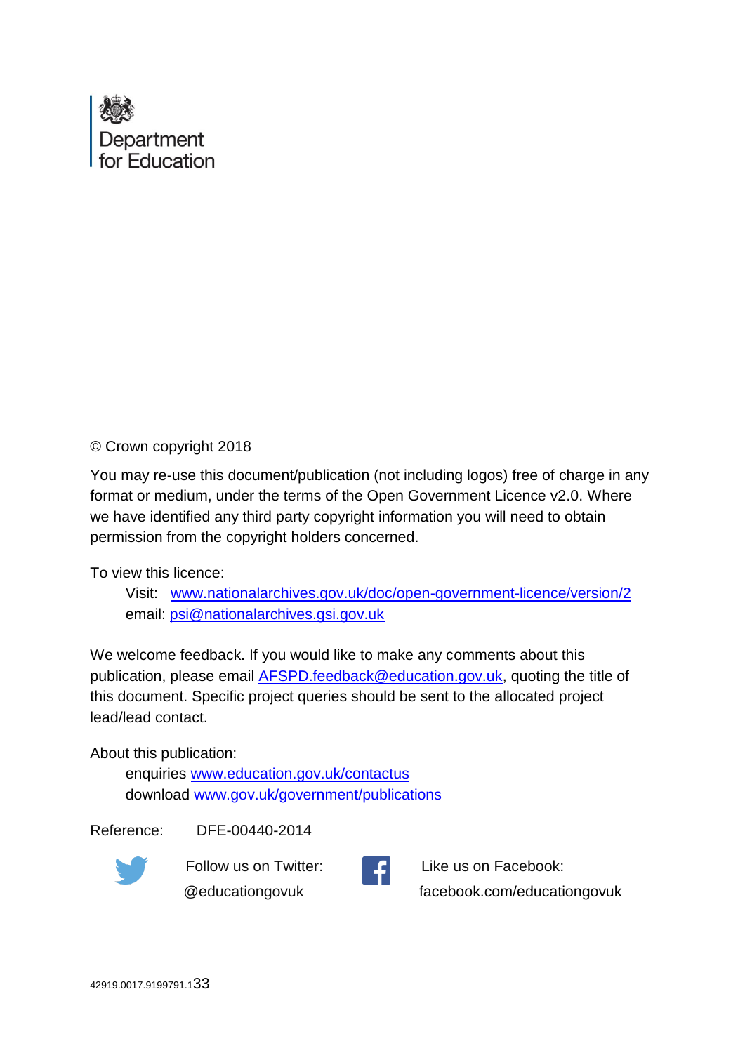Department for Education

© Crown copyright 2018

You may re-use this document/publication (not including logos) free of charge in any format or medium, under the terms of the Open Government Licence v2.0. Where we have identified any third party copyright information you will need to obtain permission from the copyright holders concerned.

To view this licence:

Visit: www.nationalarchives.gov.uk/doc/open-government-licence/version/2
email: psi@nationalarchives.gsi.gov.uk

We welcome feedback. If you would like to make any comments about this publication, please email AFSPD.feedback@education.gov.uk, quoting the title of this document. Specific project queries should be sent to the allocated project lead/lead contact.

About this publication:

enquiries www.education.gov.uk/contactus
download www.gov.uk/government/publications

Reference: DFE-00440-2014

Follow us on Twitter: @educationgovuk

Like us on Facebook: facebook.com/educationgovuk

42919.0017.9199791.1